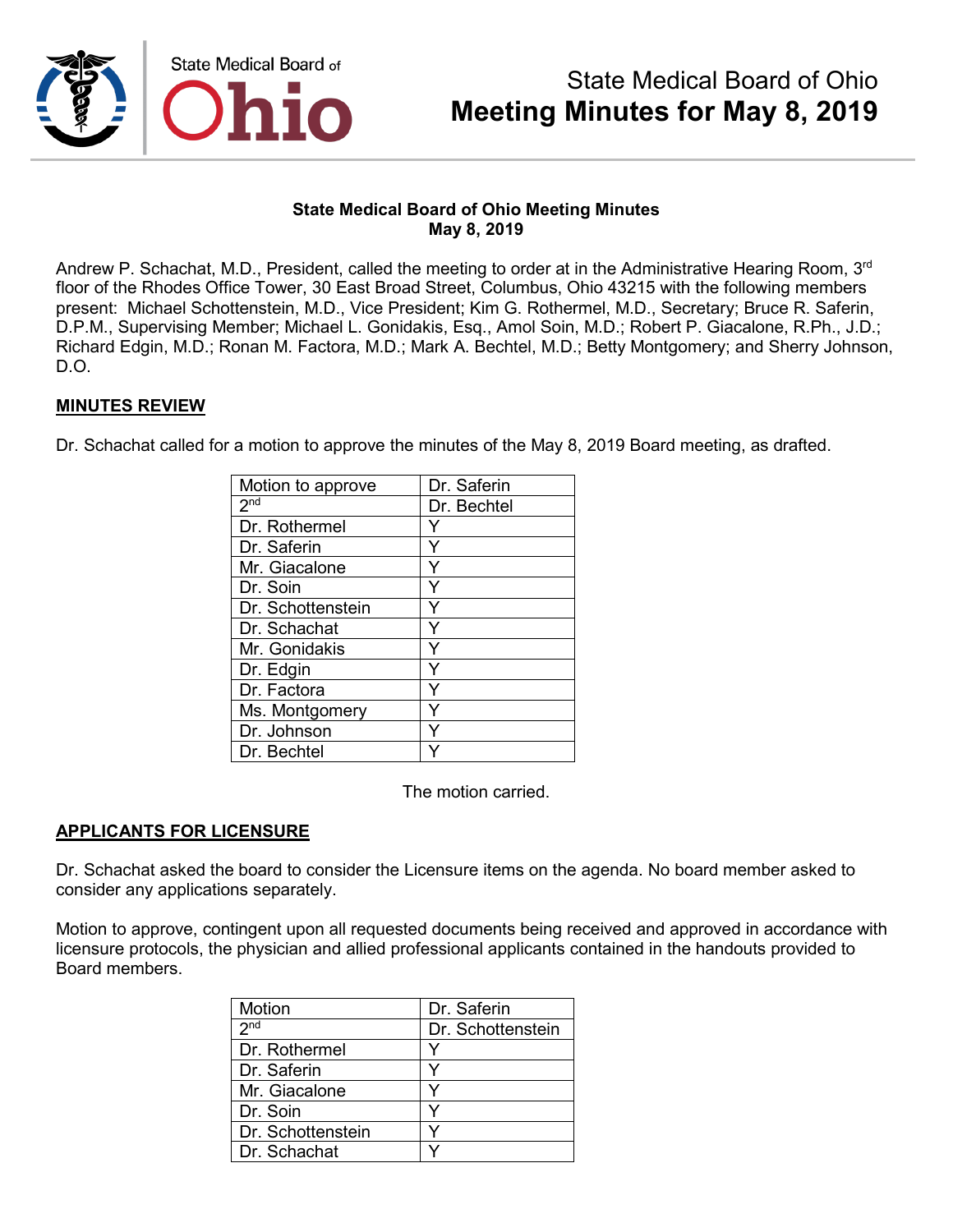# State Medical Board of Ohio Meeting Minutes for May 8, 2019

**State Medical Board of Ohio Meeting Minutes**
**May 8, 2019**

Andrew P. Schachat, M.D., President, called the meeting to order at in the Administrative Hearing Room, 3rd floor of the Rhodes Office Tower, 30 East Broad Street, Columbus, Ohio 43215 with the following members present: Michael Schottenstein, M.D., Vice President; Kim G. Rothermel, M.D., Secretary; Bruce R. Saferin, D.P.M., Supervising Member; Michael L. Gonidakis, Esq., Amol Soin, M.D.; Robert P. Giacalone, R.Ph., J.D.; Richard Edgin, M.D.; Ronan M. Factora, M.D.; Mark A. Bechtel, M.D.; Betty Montgomery; and Sherry Johnson, D.O.

## MINUTES REVIEW

Dr. Schachat called for a motion to approve the minutes of the May 8, 2019 Board meeting, as drafted.

| Motion to approve | Dr. Saferin |
|---|---|
| 2nd | Dr. Bechtel |
| Dr. Rothermel | Y |
| Dr. Saferin | Y |
| Mr. Giacalone | Y |
| Dr. Soin | Y |
| Dr. Schottenstein | Y |
| Dr. Schachat | Y |
| Mr. Gonidakis | Y |
| Dr. Edgin | Y |
| Dr. Factora | Y |
| Ms. Montgomery | Y |
| Dr. Johnson | Y |
| Dr. Bechtel | Y |

The motion carried.

## APPLICANTS FOR LICENSURE

Dr. Schachat asked the board to consider the Licensure items on the agenda. No board member asked to consider any applications separately.

Motion to approve, contingent upon all requested documents being received and approved in accordance with licensure protocols, the physician and allied professional applicants contained in the handouts provided to Board members.

| Motion | Dr. Saferin |
|---|---|
| 2nd | Dr. Schottenstein |
| Dr. Rothermel | Y |
| Dr. Saferin | Y |
| Mr. Giacalone | Y |
| Dr. Soin | Y |
| Dr. Schottenstein | Y |
| Dr. Schachat | Y |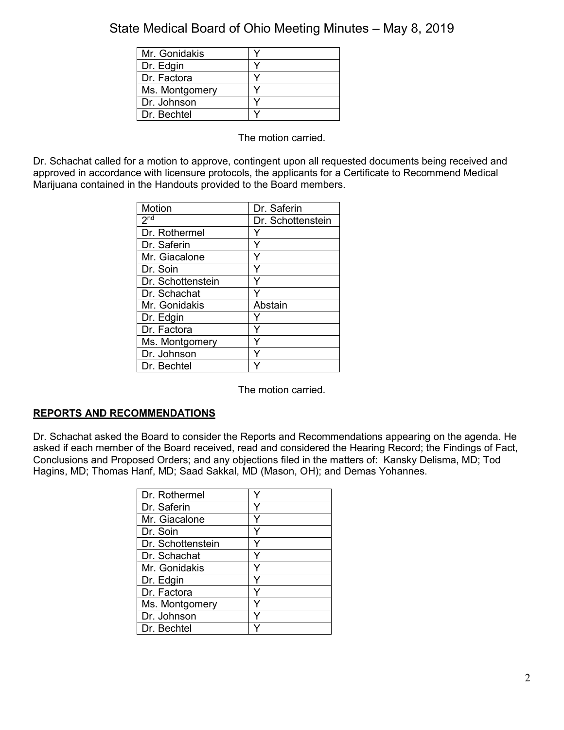| Mr. Gonidakis | Y |
|---|---|
| Dr. Edgin | Y |
| Dr. Factora | Y |
| Ms. Montgomery | Y |
| Dr. Johnson | Y |
| Dr. Bechtel | Y |

The motion carried.

Dr. Schachat called for a motion to approve, contingent upon all requested documents being received and approved in accordance with licensure protocols, the applicants for a Certificate to Recommend Medical Marijuana contained in the Handouts provided to the Board members.

| Motion | Dr. Saferin |
|---|---|
| 2nd | Dr. Schottenstein |
| Dr. Rothermel | Y |
| Dr. Saferin | Y |
| Mr. Giacalone | Y |
| Dr. Soin | Y |
| Dr. Schottenstein | Y |
| Dr. Schachat | Y |
| Mr. Gonidakis | Abstain |
| Dr. Edgin | Y |
| Dr. Factora | Y |
| Ms. Montgomery | Y |
| Dr. Johnson | Y |
| Dr. Bechtel | Y |

The motion carried.

**REPORTS AND RECOMMENDATIONS**

Dr. Schachat asked the Board to consider the Reports and Recommendations appearing on the agenda. He asked if each member of the Board received, read and considered the Hearing Record; the Findings of Fact, Conclusions and Proposed Orders; and any objections filed in the matters of: Kansky Delisma, MD; Tod Hagins, MD; Thomas Hanf, MD; Saad Sakkal, MD (Mason, OH); and Demas Yohannes.

| Dr. Rothermel | Y |
|---|---|
| Dr. Saferin | Y |
| Mr. Giacalone | Y |
| Dr. Soin | Y |
| Dr. Schottenstein | Y |
| Dr. Schachat | Y |
| Mr. Gonidakis | Y |
| Dr. Edgin | Y |
| Dr. Factora | Y |
| Ms. Montgomery | Y |
| Dr. Johnson | Y |
| Dr. Bechtel | Y |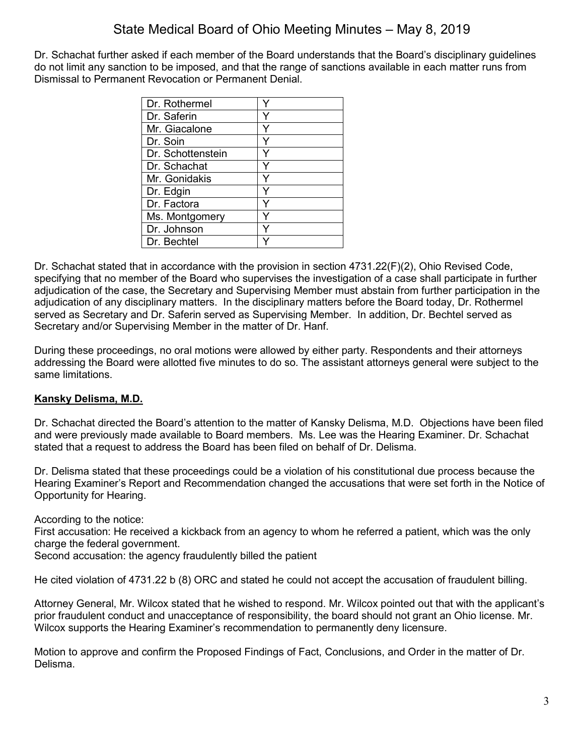Dr. Schachat further asked if each member of the Board understands that the Board's disciplinary guidelines do not limit any sanction to be imposed, and that the range of sanctions available in each matter runs from Dismissal to Permanent Revocation or Permanent Denial.

| | |
|---|---|
| Dr. Rothermel | Y |
| Dr. Saferin | Y |
| Mr. Giacalone | Y |
| Dr. Soin | Y |
| Dr. Schottenstein | Y |
| Dr. Schachat | Y |
| Mr. Gonidakis | Y |
| Dr. Edgin | Y |
| Dr. Factora | Y |
| Ms. Montgomery | Y |
| Dr. Johnson | Y |
| Dr. Bechtel | Y |

Dr. Schachat stated that in accordance with the provision in section 4731.22(F)(2), Ohio Revised Code, specifying that no member of the Board who supervises the investigation of a case shall participate in further adjudication of the case, the Secretary and Supervising Member must abstain from further participation in the adjudication of any disciplinary matters. In the disciplinary matters before the Board today, Dr. Rothermel served as Secretary and Dr. Saferin served as Supervising Member. In addition, Dr. Bechtel served as Secretary and/or Supervising Member in the matter of Dr. Hanf.

During these proceedings, no oral motions were allowed by either party. Respondents and their attorneys addressing the Board were allotted five minutes to do so. The assistant attorneys general were subject to the same limitations.

## Kansky Delisma, M.D.

Dr. Schachat directed the Board's attention to the matter of Kansky Delisma, M.D. Objections have been filed and were previously made available to Board members. Ms. Lee was the Hearing Examiner. Dr. Schachat stated that a request to address the Board has been filed on behalf of Dr. Delisma.

Dr. Delisma stated that these proceedings could be a violation of his constitutional due process because the Hearing Examiner's Report and Recommendation changed the accusations that were set forth in the Notice of Opportunity for Hearing.

According to the notice:
First accusation: He received a kickback from an agency to whom he referred a patient, which was the only charge the federal government.
Second accusation: the agency fraudulently billed the patient

He cited violation of 4731.22 b (8) ORC and stated he could not accept the accusation of fraudulent billing.

Attorney General, Mr. Wilcox stated that he wished to respond. Mr. Wilcox pointed out that with the applicant's prior fraudulent conduct and unacceptance of responsibility, the board should not grant an Ohio license. Mr. Wilcox supports the Hearing Examiner's recommendation to permanently deny licensure.

Motion to approve and confirm the Proposed Findings of Fact, Conclusions, and Order in the matter of Dr. Delisma.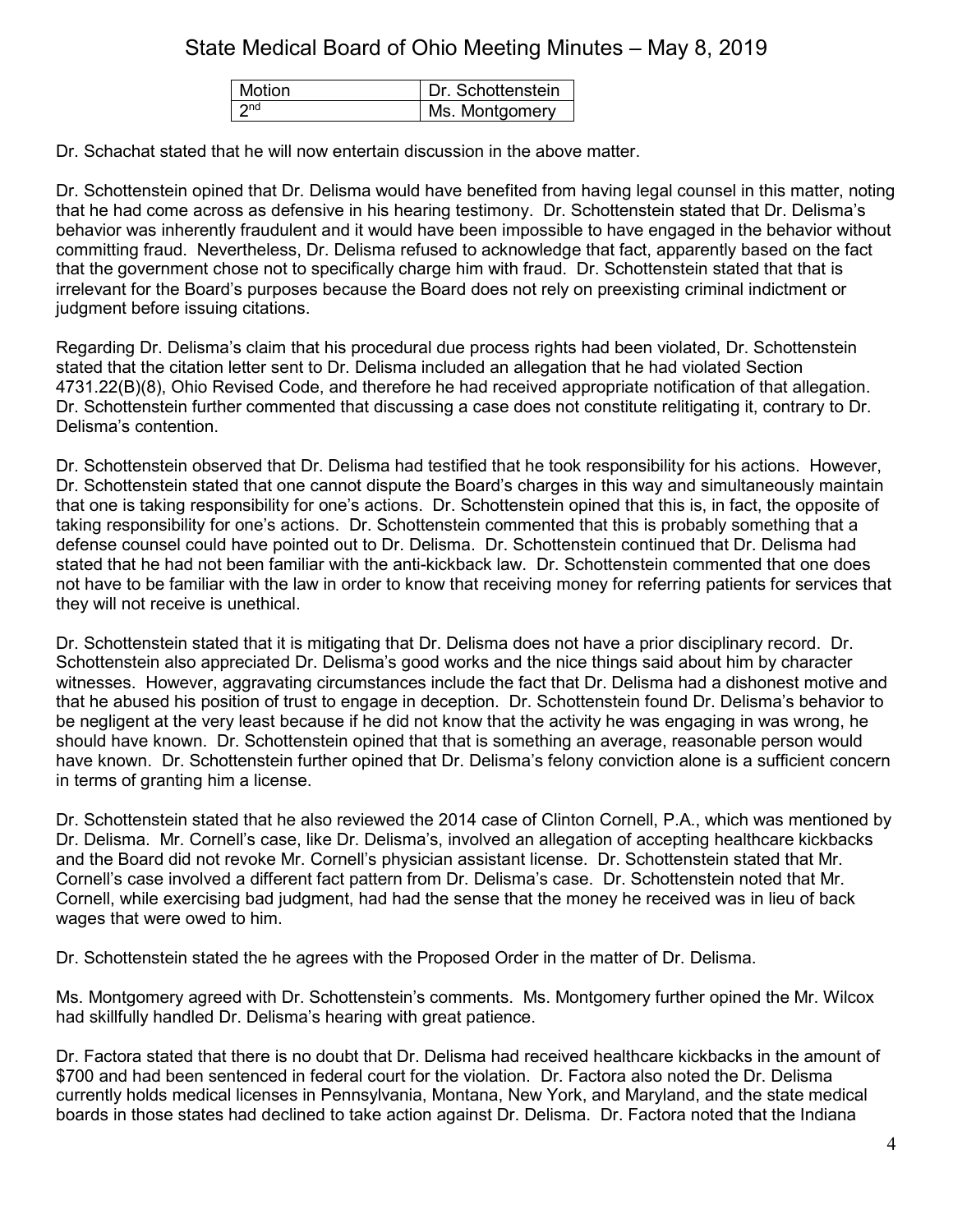| Motion | Dr. Schottenstein |
| --- | --- |
| 2nd | Ms. Montgomery |

Dr. Schachat stated that he will now entertain discussion in the above matter.

Dr. Schottenstein opined that Dr. Delisma would have benefited from having legal counsel in this matter, noting that he had come across as defensive in his hearing testimony. Dr. Schottenstein stated that Dr. Delisma's behavior was inherently fraudulent and it would have been impossible to have engaged in the behavior without committing fraud. Nevertheless, Dr. Delisma refused to acknowledge that fact, apparently based on the fact that the government chose not to specifically charge him with fraud. Dr. Schottenstein stated that that is irrelevant for the Board's purposes because the Board does not rely on preexisting criminal indictment or judgment before issuing citations.

Regarding Dr. Delisma's claim that his procedural due process rights had been violated, Dr. Schottenstein stated that the citation letter sent to Dr. Delisma included an allegation that he had violated Section 4731.22(B)(8), Ohio Revised Code, and therefore he had received appropriate notification of that allegation. Dr. Schottenstein further commented that discussing a case does not constitute relitigating it, contrary to Dr. Delisma's contention.

Dr. Schottenstein observed that Dr. Delisma had testified that he took responsibility for his actions. However, Dr. Schottenstein stated that one cannot dispute the Board's charges in this way and simultaneously maintain that one is taking responsibility for one's actions. Dr. Schottenstein opined that this is, in fact, the opposite of taking responsibility for one's actions. Dr. Schottenstein commented that this is probably something that a defense counsel could have pointed out to Dr. Delisma. Dr. Schottenstein continued that Dr. Delisma had stated that he had not been familiar with the anti-kickback law. Dr. Schottenstein commented that one does not have to be familiar with the law in order to know that receiving money for referring patients for services that they will not receive is unethical.

Dr. Schottenstein stated that it is mitigating that Dr. Delisma does not have a prior disciplinary record. Dr. Schottenstein also appreciated Dr. Delisma's good works and the nice things said about him by character witnesses. However, aggravating circumstances include the fact that Dr. Delisma had a dishonest motive and that he abused his position of trust to engage in deception. Dr. Schottenstein found Dr. Delisma's behavior to be negligent at the very least because if he did not know that the activity he was engaging in was wrong, he should have known. Dr. Schottenstein opined that that is something an average, reasonable person would have known. Dr. Schottenstein further opined that Dr. Delisma's felony conviction alone is a sufficient concern in terms of granting him a license.

Dr. Schottenstein stated that he also reviewed the 2014 case of Clinton Cornell, P.A., which was mentioned by Dr. Delisma. Mr. Cornell's case, like Dr. Delisma's, involved an allegation of accepting healthcare kickbacks and the Board did not revoke Mr. Cornell's physician assistant license. Dr. Schottenstein stated that Mr. Cornell's case involved a different fact pattern from Dr. Delisma's case. Dr. Schottenstein noted that Mr. Cornell, while exercising bad judgment, had had the sense that the money he received was in lieu of back wages that were owed to him.

Dr. Schottenstein stated the he agrees with the Proposed Order in the matter of Dr. Delisma.

Ms. Montgomery agreed with Dr. Schottenstein's comments. Ms. Montgomery further opined the Mr. Wilcox had skillfully handled Dr. Delisma's hearing with great patience.

Dr. Factora stated that there is no doubt that Dr. Delisma had received healthcare kickbacks in the amount of $700 and had been sentenced in federal court for the violation. Dr. Factora also noted the Dr. Delisma currently holds medical licenses in Pennsylvania, Montana, New York, and Maryland, and the state medical boards in those states had declined to take action against Dr. Delisma. Dr. Factora noted that the Indiana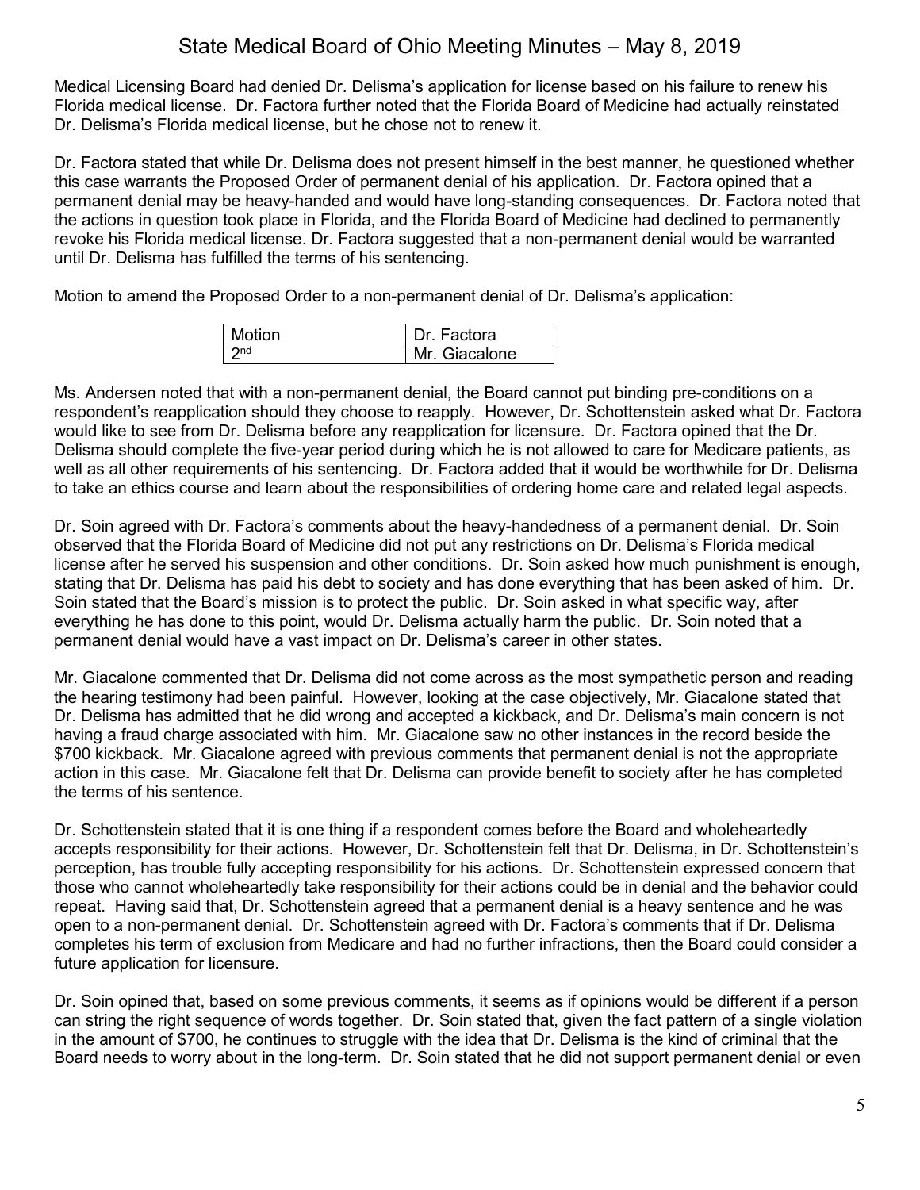Medical Licensing Board had denied Dr. Delisma's application for license based on his failure to renew his Florida medical license. Dr. Factora further noted that the Florida Board of Medicine had actually reinstated Dr. Delisma's Florida medical license, but he chose not to renew it.

Dr. Factora stated that while Dr. Delisma does not present himself in the best manner, he questioned whether this case warrants the Proposed Order of permanent denial of his application. Dr. Factora opined that a permanent denial may be heavy-handed and would have long-standing consequences. Dr. Factora noted that the actions in question took place in Florida, and the Florida Board of Medicine had declined to permanently revoke his Florida medical license. Dr. Factora suggested that a non-permanent denial would be warranted until Dr. Delisma has fulfilled the terms of his sentencing.

Motion to amend the Proposed Order to a non-permanent denial of Dr. Delisma's application:

| Motion | Dr. Factora |
|---|---|
| 2nd | Mr. Giacalone |

Ms. Andersen noted that with a non-permanent denial, the Board cannot put binding pre-conditions on a respondent's reapplication should they choose to reapply. However, Dr. Schottenstein asked what Dr. Factora would like to see from Dr. Delisma before any reapplication for licensure. Dr. Factora opined that the Dr. Delisma should complete the five-year period during which he is not allowed to care for Medicare patients, as well as all other requirements of his sentencing. Dr. Factora added that it would be worthwhile for Dr. Delisma to take an ethics course and learn about the responsibilities of ordering home care and related legal aspects.

Dr. Soin agreed with Dr. Factora's comments about the heavy-handedness of a permanent denial. Dr. Soin observed that the Florida Board of Medicine did not put any restrictions on Dr. Delisma's Florida medical license after he served his suspension and other conditions. Dr. Soin asked how much punishment is enough, stating that Dr. Delisma has paid his debt to society and has done everything that has been asked of him. Dr. Soin stated that the Board's mission is to protect the public. Dr. Soin asked in what specific way, after everything he has done to this point, would Dr. Delisma actually harm the public. Dr. Soin noted that a permanent denial would have a vast impact on Dr. Delisma's career in other states.

Mr. Giacalone commented that Dr. Delisma did not come across as the most sympathetic person and reading the hearing testimony had been painful. However, looking at the case objectively, Mr. Giacalone stated that Dr. Delisma has admitted that he did wrong and accepted a kickback, and Dr. Delisma's main concern is not having a fraud charge associated with him. Mr. Giacalone saw no other instances in the record beside the $700 kickback. Mr. Giacalone agreed with previous comments that permanent denial is not the appropriate action in this case. Mr. Giacalone felt that Dr. Delisma can provide benefit to society after he has completed the terms of his sentence.

Dr. Schottenstein stated that it is one thing if a respondent comes before the Board and wholeheartedly accepts responsibility for their actions. However, Dr. Schottenstein felt that Dr. Delisma, in Dr. Schottenstein's perception, has trouble fully accepting responsibility for his actions. Dr. Schottenstein expressed concern that those who cannot wholeheartedly take responsibility for their actions could be in denial and the behavior could repeat. Having said that, Dr. Schottenstein agreed that a permanent denial is a heavy sentence and he was open to a non-permanent denial. Dr. Schottenstein agreed with Dr. Factora's comments that if Dr. Delisma completes his term of exclusion from Medicare and had no further infractions, then the Board could consider a future application for licensure.

Dr. Soin opined that, based on some previous comments, it seems as if opinions would be different if a person can string the right sequence of words together. Dr. Soin stated that, given the fact pattern of a single violation in the amount of $700, he continues to struggle with the idea that Dr. Delisma is the kind of criminal that the Board needs to worry about in the long-term. Dr. Soin stated that he did not support permanent denial or even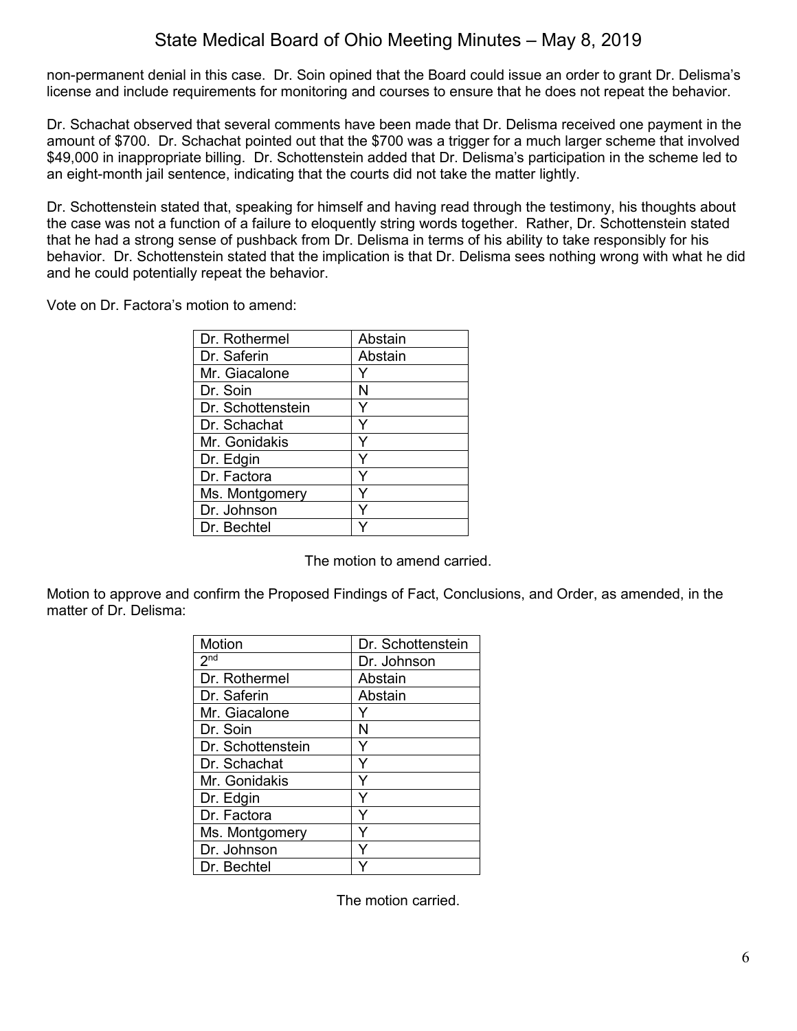non-permanent denial in this case. Dr. Soin opined that the Board could issue an order to grant Dr. Delisma's license and include requirements for monitoring and courses to ensure that he does not repeat the behavior.

Dr. Schachat observed that several comments have been made that Dr. Delisma received one payment in the amount of $700. Dr. Schachat pointed out that the $700 was a trigger for a much larger scheme that involved $49,000 in inappropriate billing. Dr. Schottenstein added that Dr. Delisma's participation in the scheme led to an eight-month jail sentence, indicating that the courts did not take the matter lightly.

Dr. Schottenstein stated that, speaking for himself and having read through the testimony, his thoughts about the case was not a function of a failure to eloquently string words together. Rather, Dr. Schottenstein stated that he had a strong sense of pushback from Dr. Delisma in terms of his ability to take responsibly for his behavior. Dr. Schottenstein stated that the implication is that Dr. Delisma sees nothing wrong with what he did and he could potentially repeat the behavior.

Vote on Dr. Factora's motion to amend:

| | |
|---|---|
| Dr. Rothermel | Abstain |
| Dr. Saferin | Abstain |
| Mr. Giacalone | Y |
| Dr. Soin | N |
| Dr. Schottenstein | Y |
| Dr. Schachat | Y |
| Mr. Gonidakis | Y |
| Dr. Edgin | Y |
| Dr. Factora | Y |
| Ms. Montgomery | Y |
| Dr. Johnson | Y |
| Dr. Bechtel | Y |

The motion to amend carried.

Motion to approve and confirm the Proposed Findings of Fact, Conclusions, and Order, as amended, in the matter of Dr. Delisma:

| | |
|---|---|
| Motion | Dr. Schottenstein |
| 2nd | Dr. Johnson |
| Dr. Rothermel | Abstain |
| Dr. Saferin | Abstain |
| Mr. Giacalone | Y |
| Dr. Soin | N |
| Dr. Schottenstein | Y |
| Dr. Schachat | Y |
| Mr. Gonidakis | Y |
| Dr. Edgin | Y |
| Dr. Factora | Y |
| Ms. Montgomery | Y |
| Dr. Johnson | Y |
| Dr. Bechtel | Y |

The motion carried.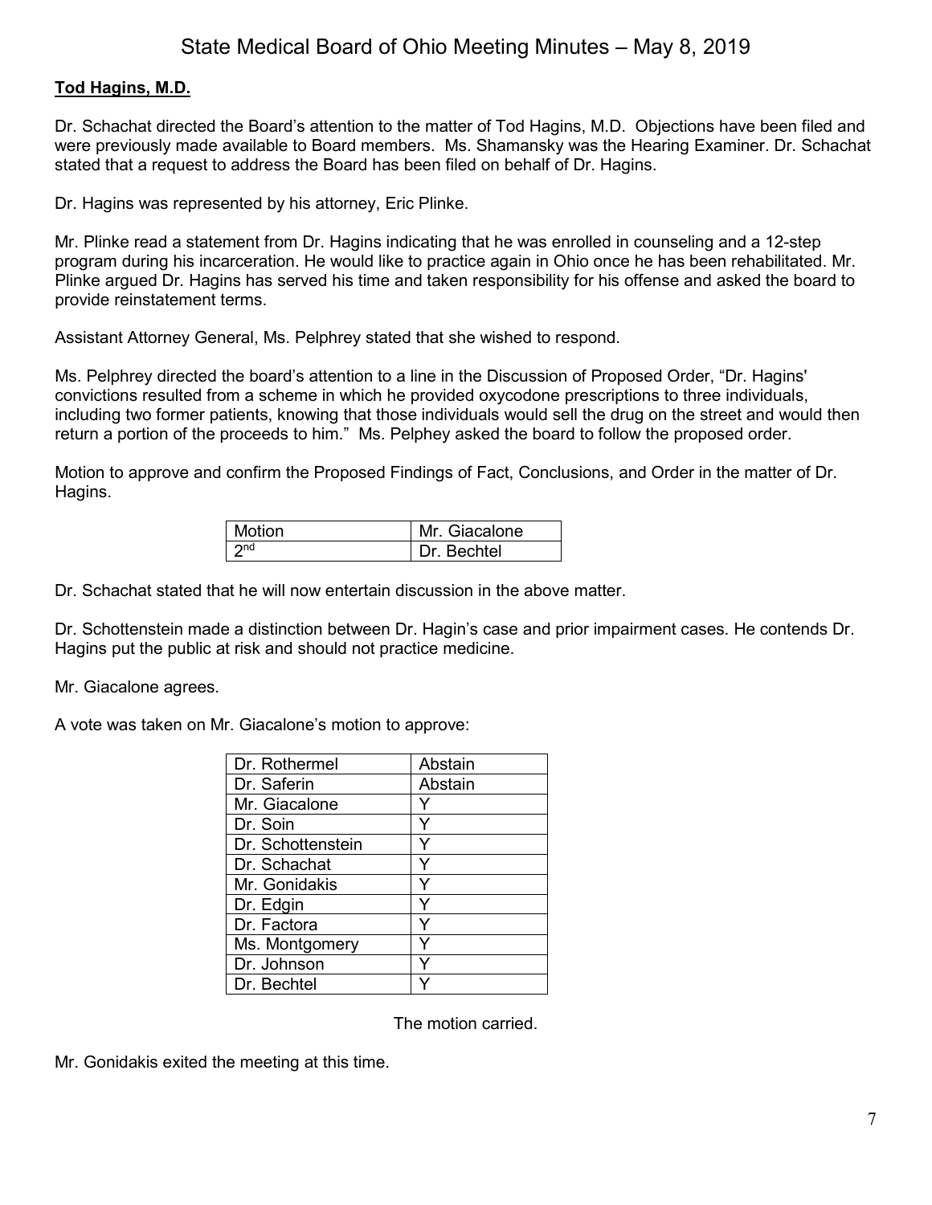**Tod Hagins, M.D.**

Dr. Schachat directed the Board's attention to the matter of Tod Hagins, M.D. Objections have been filed and were previously made available to Board members. Ms. Shamansky was the Hearing Examiner. Dr. Schachat stated that a request to address the Board has been filed on behalf of Dr. Hagins.

Dr. Hagins was represented by his attorney, Eric Plinke.

Mr. Plinke read a statement from Dr. Hagins indicating that he was enrolled in counseling and a 12-step program during his incarceration. He would like to practice again in Ohio once he has been rehabilitated. Mr. Plinke argued Dr. Hagins has served his time and taken responsibility for his offense and asked the board to provide reinstatement terms.

Assistant Attorney General, Ms. Pelphrey stated that she wished to respond.

Ms. Pelphrey directed the board's attention to a line in the Discussion of Proposed Order, "Dr. Hagins' convictions resulted from a scheme in which he provided oxycodone prescriptions to three individuals, including two former patients, knowing that those individuals would sell the drug on the street and would then return a portion of the proceeds to him." Ms. Pelphey asked the board to follow the proposed order.

Motion to approve and confirm the Proposed Findings of Fact, Conclusions, and Order in the matter of Dr. Hagins.

| Motion | Mr. Giacalone |
|---|---|
| 2nd | Dr. Bechtel |

Dr. Schachat stated that he will now entertain discussion in the above matter.

Dr. Schottenstein made a distinction between Dr. Hagin's case and prior impairment cases. He contends Dr. Hagins put the public at risk and should not practice medicine.

Mr. Giacalone agrees.

A vote was taken on Mr. Giacalone's motion to approve:

| Dr. Rothermel | Abstain |
|---|---|
| Dr. Saferin | Abstain |
| Mr. Giacalone | Y |
| Dr. Soin | Y |
| Dr. Schottenstein | Y |
| Dr. Schachat | Y |
| Mr. Gonidakis | Y |
| Dr. Edgin | Y |
| Dr. Factora | Y |
| Ms. Montgomery | Y |
| Dr. Johnson | Y |
| Dr. Bechtel | Y |

The motion carried.

Mr. Gonidakis exited the meeting at this time.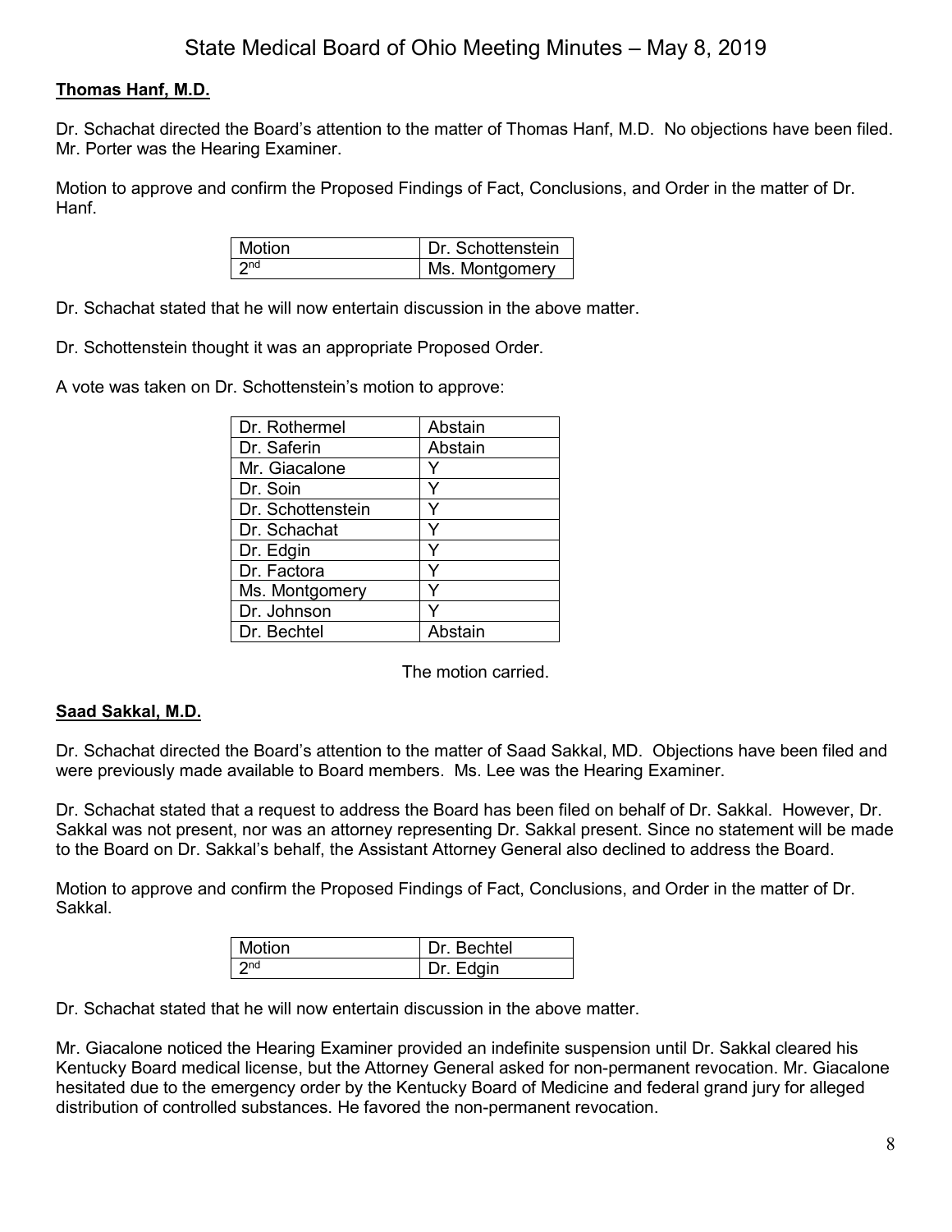**Thomas Hanf, M.D.**

Dr. Schachat directed the Board's attention to the matter of Thomas Hanf, M.D. No objections have been filed. Mr. Porter was the Hearing Examiner.

Motion to approve and confirm the Proposed Findings of Fact, Conclusions, and Order in the matter of Dr. Hanf.

| Motion | Dr. Schottenstein |
|---|---|
| 2nd | Ms. Montgomery |

Dr. Schachat stated that he will now entertain discussion in the above matter.

Dr. Schottenstein thought it was an appropriate Proposed Order.

A vote was taken on Dr. Schottenstein's motion to approve:

| | |
|---|---|
| Dr. Rothermel | Abstain |
| Dr. Saferin | Abstain |
| Mr. Giacalone | Y |
| Dr. Soin | Y |
| Dr. Schottenstein | Y |
| Dr. Schachat | Y |
| Dr. Edgin | Y |
| Dr. Factora | Y |
| Ms. Montgomery | Y |
| Dr. Johnson | Y |
| Dr. Bechtel | Abstain |

The motion carried.

**Saad Sakkal, M.D.**

Dr. Schachat directed the Board's attention to the matter of Saad Sakkal, MD. Objections have been filed and were previously made available to Board members. Ms. Lee was the Hearing Examiner.

Dr. Schachat stated that a request to address the Board has been filed on behalf of Dr. Sakkal. However, Dr. Sakkal was not present, nor was an attorney representing Dr. Sakkal present. Since no statement will be made to the Board on Dr. Sakkal's behalf, the Assistant Attorney General also declined to address the Board.

Motion to approve and confirm the Proposed Findings of Fact, Conclusions, and Order in the matter of Dr. Sakkal.

| Motion | Dr. Bechtel |
|---|---|
| 2nd | Dr. Edgin |

Dr. Schachat stated that he will now entertain discussion in the above matter.

Mr. Giacalone noticed the Hearing Examiner provided an indefinite suspension until Dr. Sakkal cleared his Kentucky Board medical license, but the Attorney General asked for non-permanent revocation. Mr. Giacalone hesitated due to the emergency order by the Kentucky Board of Medicine and federal grand jury for alleged distribution of controlled substances. He favored the non-permanent revocation.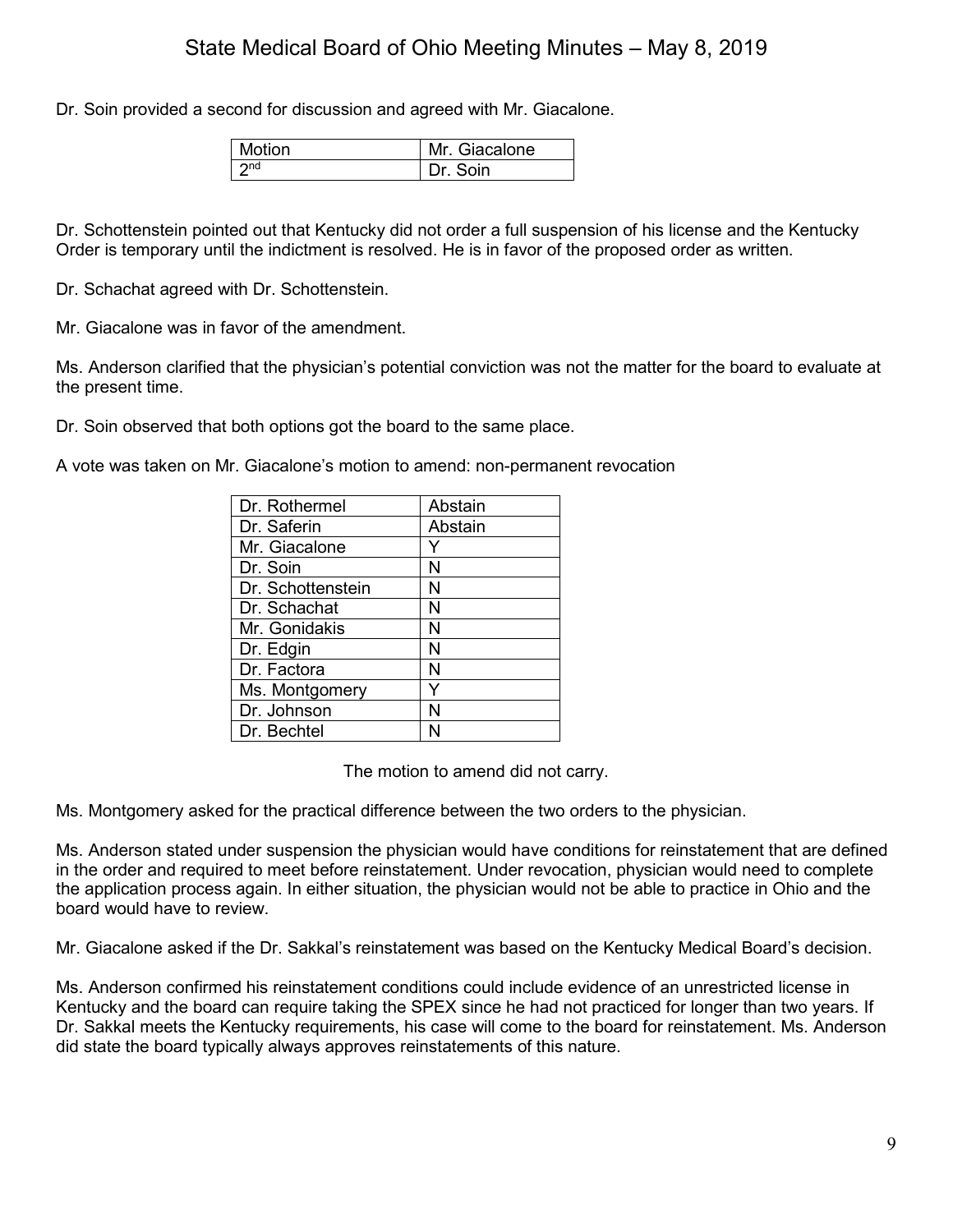Dr. Soin provided a second for discussion and agreed with Mr. Giacalone.

| Motion | Mr. Giacalone |
|---|---|
| 2nd | Dr. Soin |

Dr. Schottenstein pointed out that Kentucky did not order a full suspension of his license and the Kentucky Order is temporary until the indictment is resolved. He is in favor of the proposed order as written.

Dr. Schachat agreed with Dr. Schottenstein.

Mr. Giacalone was in favor of the amendment.

Ms. Anderson clarified that the physician's potential conviction was not the matter for the board to evaluate at the present time.

Dr. Soin observed that both options got the board to the same place.

A vote was taken on Mr. Giacalone's motion to amend: non-permanent revocation

| Dr. Rothermel | Abstain |
|---|---|
| Dr. Saferin | Abstain |
| Mr. Giacalone | Y |
| Dr. Soin | N |
| Dr. Schottenstein | N |
| Dr. Schachat | N |
| Mr. Gonidakis | N |
| Dr. Edgin | N |
| Dr. Factora | N |
| Ms. Montgomery | Y |
| Dr. Johnson | N |
| Dr. Bechtel | N |

The motion to amend did not carry.

Ms. Montgomery asked for the practical difference between the two orders to the physician.

Ms. Anderson stated under suspension the physician would have conditions for reinstatement that are defined in the order and required to meet before reinstatement. Under revocation, physician would need to complete the application process again. In either situation, the physician would not be able to practice in Ohio and the board would have to review.

Mr. Giacalone asked if the Dr. Sakkal's reinstatement was based on the Kentucky Medical Board's decision.

Ms. Anderson confirmed his reinstatement conditions could include evidence of an unrestricted license in Kentucky and the board can require taking the SPEX since he had not practiced for longer than two years. If Dr. Sakkal meets the Kentucky requirements, his case will come to the board for reinstatement. Ms. Anderson did state the board typically always approves reinstatements of this nature.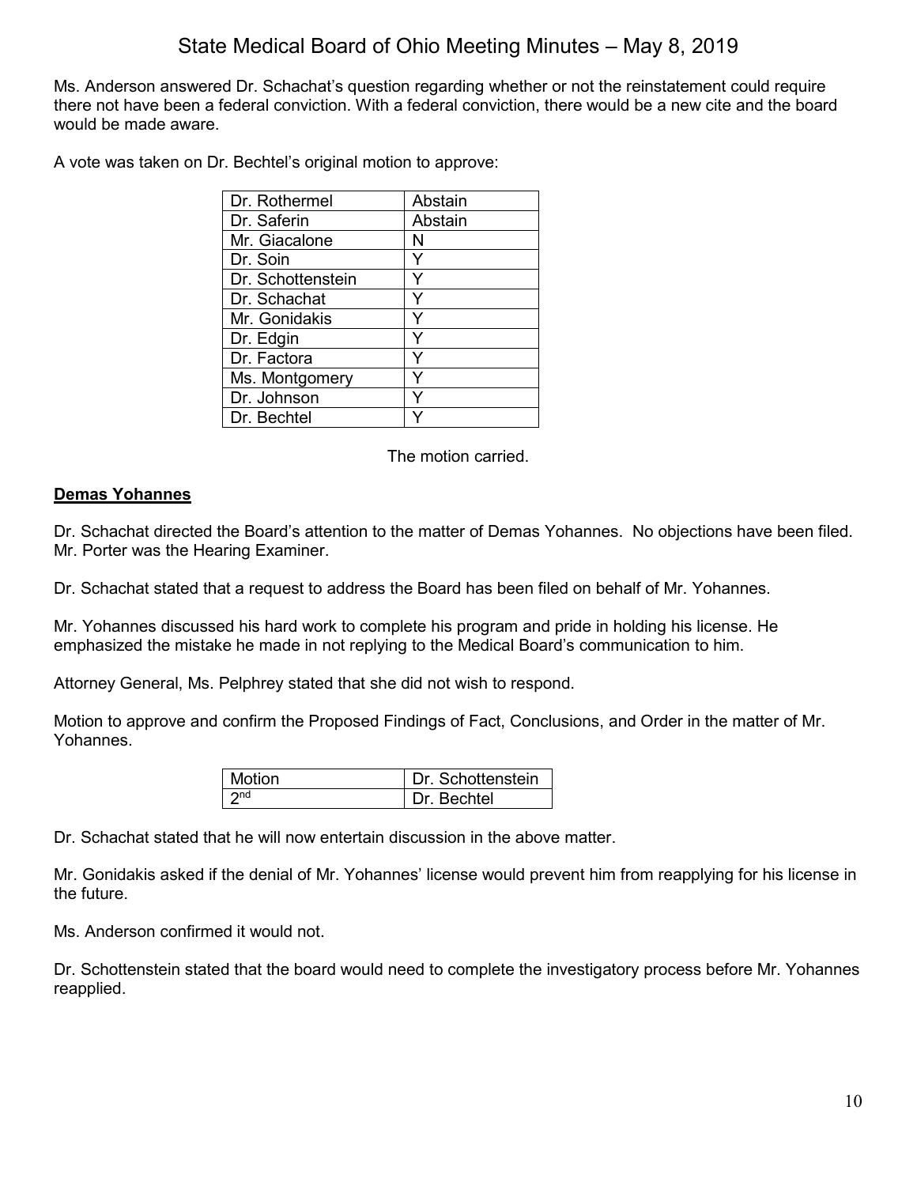Ms. Anderson answered Dr. Schachat's question regarding whether or not the reinstatement could require there not have been a federal conviction. With a federal conviction, there would be a new cite and the board would be made aware.

A vote was taken on Dr. Bechtel's original motion to approve:

| | |
|---|---|
| Dr. Rothermel | Abstain |
| Dr. Saferin | Abstain |
| Mr. Giacalone | N |
| Dr. Soin | Y |
| Dr. Schottenstein | Y |
| Dr. Schachat | Y |
| Mr. Gonidakis | Y |
| Dr. Edgin | Y |
| Dr. Factora | Y |
| Ms. Montgomery | Y |
| Dr. Johnson | Y |
| Dr. Bechtel | Y |

The motion carried.

**Demas Yohannes**

Dr. Schachat directed the Board's attention to the matter of Demas Yohannes. No objections have been filed. Mr. Porter was the Hearing Examiner.

Dr. Schachat stated that a request to address the Board has been filed on behalf of Mr. Yohannes.

Mr. Yohannes discussed his hard work to complete his program and pride in holding his license. He emphasized the mistake he made in not replying to the Medical Board's communication to him.

Attorney General, Ms. Pelphrey stated that she did not wish to respond.

Motion to approve and confirm the Proposed Findings of Fact, Conclusions, and Order in the matter of Mr. Yohannes.

| | |
|---|---|
| Motion | Dr. Schottenstein |
| 2nd | Dr. Bechtel |

Dr. Schachat stated that he will now entertain discussion in the above matter.

Mr. Gonidakis asked if the denial of Mr. Yohannes' license would prevent him from reapplying for his license in the future.

Ms. Anderson confirmed it would not.

Dr. Schottenstein stated that the board would need to complete the investigatory process before Mr. Yohannes reapplied.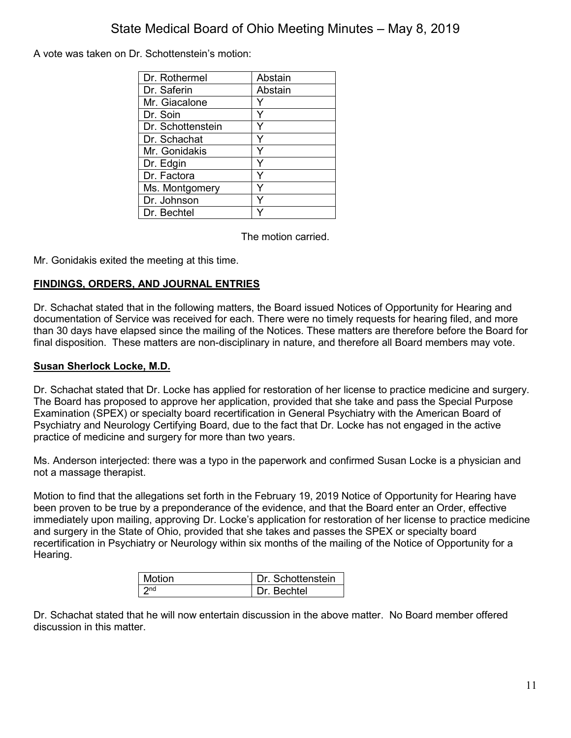A vote was taken on Dr. Schottenstein's motion:

| | |
|---|---|
| Dr. Rothermel | Abstain |
| Dr. Saferin | Abstain |
| Mr. Giacalone | Y |
| Dr. Soin | Y |
| Dr. Schottenstein | Y |
| Dr. Schachat | Y |
| Mr. Gonidakis | Y |
| Dr. Edgin | Y |
| Dr. Factora | Y |
| Ms. Montgomery | Y |
| Dr. Johnson | Y |
| Dr. Bechtel | Y |

The motion carried.

Mr. Gonidakis exited the meeting at this time.

## FINDINGS, ORDERS, AND JOURNAL ENTRIES

Dr. Schachat stated that in the following matters, the Board issued Notices of Opportunity for Hearing and documentation of Service was received for each. There were no timely requests for hearing filed, and more than 30 days have elapsed since the mailing of the Notices. These matters are therefore before the Board for final disposition. These matters are non-disciplinary in nature, and therefore all Board members may vote.

### Susan Sherlock Locke, M.D.

Dr. Schachat stated that Dr. Locke has applied for restoration of her license to practice medicine and surgery. The Board has proposed to approve her application, provided that she take and pass the Special Purpose Examination (SPEX) or specialty board recertification in General Psychiatry with the American Board of Psychiatry and Neurology Certifying Board, due to the fact that Dr. Locke has not engaged in the active practice of medicine and surgery for more than two years.

Ms. Anderson interjected: there was a typo in the paperwork and confirmed Susan Locke is a physician and not a massage therapist.

Motion to find that the allegations set forth in the February 19, 2019 Notice of Opportunity for Hearing have been proven to be true by a preponderance of the evidence, and that the Board enter an Order, effective immediately upon mailing, approving Dr. Locke's application for restoration of her license to practice medicine and surgery in the State of Ohio, provided that she takes and passes the SPEX or specialty board recertification in Psychiatry or Neurology within six months of the mailing of the Notice of Opportunity for a Hearing.

| | |
|---|---|
| Motion | Dr. Schottenstein |
| 2nd | Dr. Bechtel |

Dr. Schachat stated that he will now entertain discussion in the above matter. No Board member offered discussion in this matter.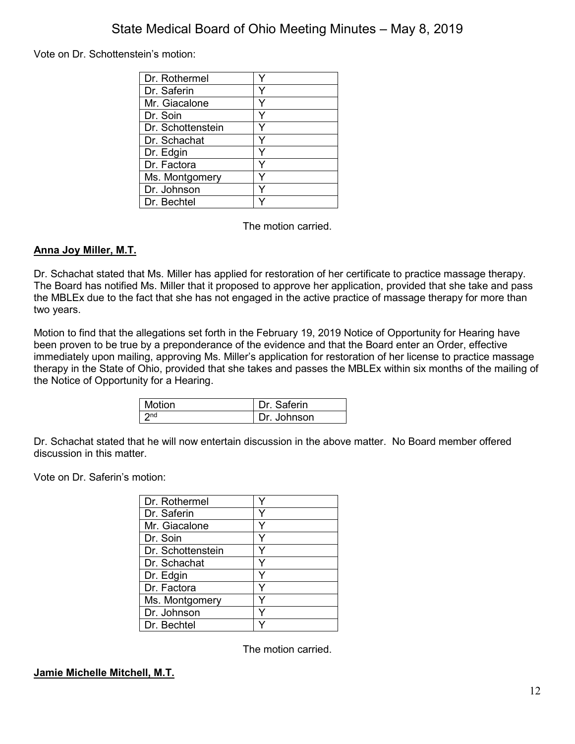Vote on Dr. Schottenstein's motion:

| | |
|---|---|
| Dr. Rothermel | Y |
| Dr. Saferin | Y |
| Mr. Giacalone | Y |
| Dr. Soin | Y |
| Dr. Schottenstein | Y |
| Dr. Schachat | Y |
| Dr. Edgin | Y |
| Dr. Factora | Y |
| Ms. Montgomery | Y |
| Dr. Johnson | Y |
| Dr. Bechtel | Y |

The motion carried.

**Anna Joy Miller, M.T.**

Dr. Schachat stated that Ms. Miller has applied for restoration of her certificate to practice massage therapy. The Board has notified Ms. Miller that it proposed to approve her application, provided that she take and pass the MBLEx due to the fact that she has not engaged in the active practice of massage therapy for more than two years.

Motion to find that the allegations set forth in the February 19, 2019 Notice of Opportunity for Hearing have been proven to be true by a preponderance of the evidence and that the Board enter an Order, effective immediately upon mailing, approving Ms. Miller's application for restoration of her license to practice massage therapy in the State of Ohio, provided that she takes and passes the MBLEx within six months of the mailing of the Notice of Opportunity for a Hearing.

| | |
|---|---|
| Motion | Dr. Saferin |
| 2nd | Dr. Johnson |

Dr. Schachat stated that he will now entertain discussion in the above matter. No Board member offered discussion in this matter.

Vote on Dr. Saferin's motion:

| | |
|---|---|
| Dr. Rothermel | Y |
| Dr. Saferin | Y |
| Mr. Giacalone | Y |
| Dr. Soin | Y |
| Dr. Schottenstein | Y |
| Dr. Schachat | Y |
| Dr. Edgin | Y |
| Dr. Factora | Y |
| Ms. Montgomery | Y |
| Dr. Johnson | Y |
| Dr. Bechtel | Y |

The motion carried.

**Jamie Michelle Mitchell, M.T.**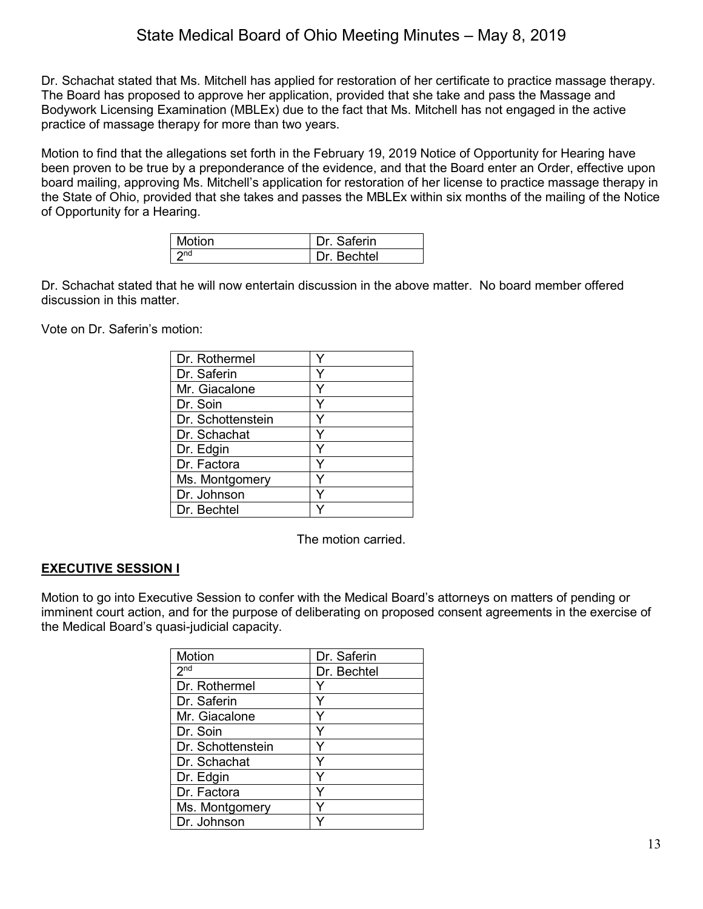Dr. Schachat stated that Ms. Mitchell has applied for restoration of her certificate to practice massage therapy. The Board has proposed to approve her application, provided that she take and pass the Massage and Bodywork Licensing Examination (MBLEx) due to the fact that Ms. Mitchell has not engaged in the active practice of massage therapy for more than two years.

Motion to find that the allegations set forth in the February 19, 2019 Notice of Opportunity for Hearing have been proven to be true by a preponderance of the evidence, and that the Board enter an Order, effective upon board mailing, approving Ms. Mitchell's application for restoration of her license to practice massage therapy in the State of Ohio, provided that she takes and passes the MBLEx within six months of the mailing of the Notice of Opportunity for a Hearing.

| Motion | Dr. Saferin |
|---|---|
| 2nd | Dr. Bechtel |

Dr. Schachat stated that he will now entertain discussion in the above matter. No board member offered discussion in this matter.

Vote on Dr. Saferin's motion:

| | |
|---|---|
| Dr. Rothermel | Y |
| Dr. Saferin | Y |
| Mr. Giacalone | Y |
| Dr. Soin | Y |
| Dr. Schottenstein | Y |
| Dr. Schachat | Y |
| Dr. Edgin | Y |
| Dr. Factora | Y |
| Ms. Montgomery | Y |
| Dr. Johnson | Y |
| Dr. Bechtel | Y |

The motion carried.

## EXECUTIVE SESSION I

Motion to go into Executive Session to confer with the Medical Board's attorneys on matters of pending or imminent court action, and for the purpose of deliberating on proposed consent agreements in the exercise of the Medical Board's quasi-judicial capacity.

| Motion | Dr. Saferin |
|---|---|
| 2nd | Dr. Bechtel |
| Dr. Rothermel | Y |
| Dr. Saferin | Y |
| Mr. Giacalone | Y |
| Dr. Soin | Y |
| Dr. Schottenstein | Y |
| Dr. Schachat | Y |
| Dr. Edgin | Y |
| Dr. Factora | Y |
| Ms. Montgomery | Y |
| Dr. Johnson | Y |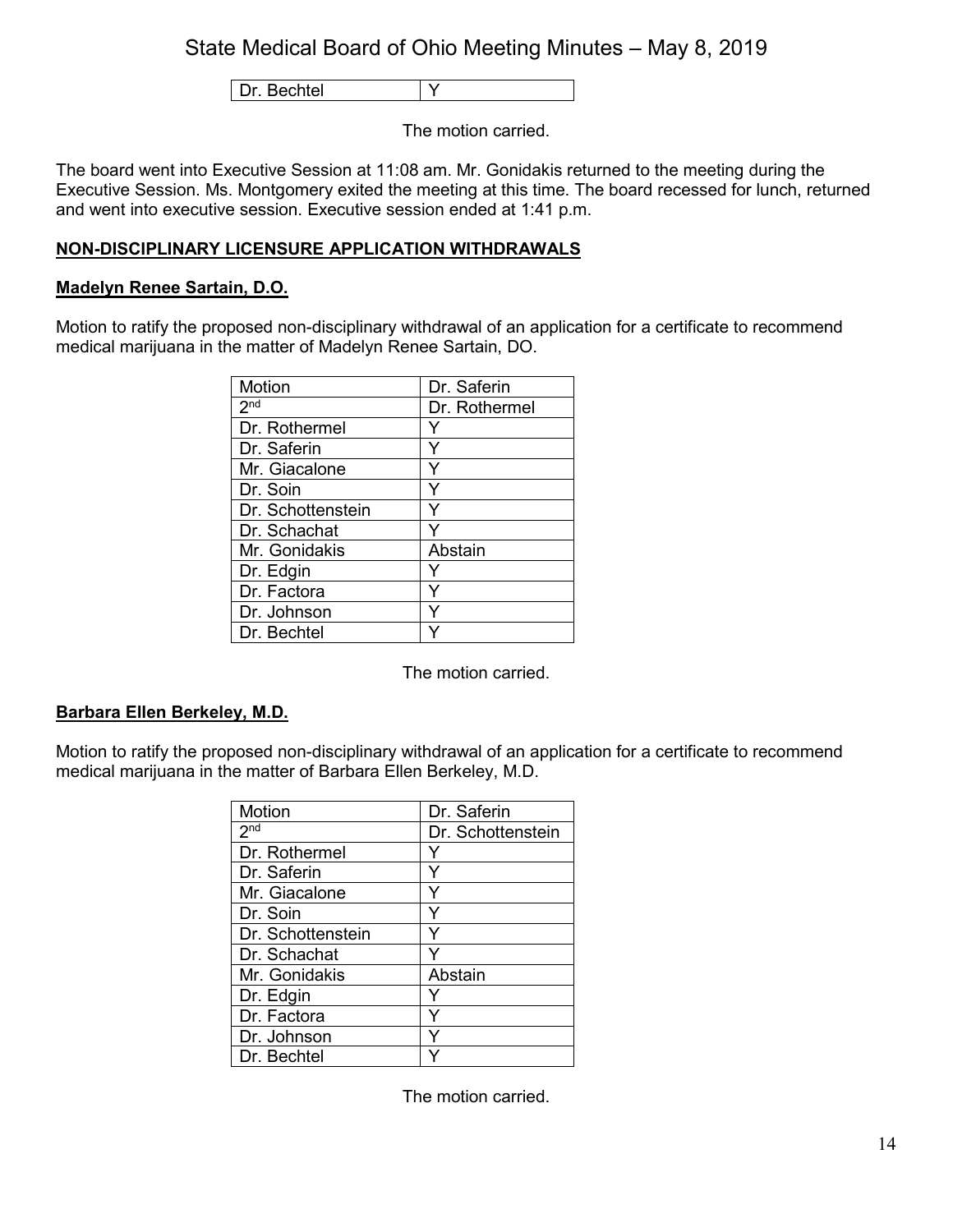| Dr. Bechtel | Y |
|---|---|

The motion carried.

The board went into Executive Session at 11:08 am. Mr. Gonidakis returned to the meeting during the Executive Session. Ms. Montgomery exited the meeting at this time. The board recessed for lunch, returned and went into executive session. Executive session ended at 1:41 p.m.

## NON-DISCIPLINARY LICENSURE APPLICATION WITHDRAWALS

### Madelyn Renee Sartain, D.O.

Motion to ratify the proposed non-disciplinary withdrawal of an application for a certificate to recommend medical marijuana in the matter of Madelyn Renee Sartain, DO.

| Motion | Dr. Saferin |
|---|---|
| 2nd | Dr. Rothermel |
| Dr. Rothermel | Y |
| Dr. Saferin | Y |
| Mr. Giacalone | Y |
| Dr. Soin | Y |
| Dr. Schottenstein | Y |
| Dr. Schachat | Y |
| Mr. Gonidakis | Abstain |
| Dr. Edgin | Y |
| Dr. Factora | Y |
| Dr. Johnson | Y |
| Dr. Bechtel | Y |

The motion carried.

### Barbara Ellen Berkeley, M.D.

Motion to ratify the proposed non-disciplinary withdrawal of an application for a certificate to recommend medical marijuana in the matter of Barbara Ellen Berkeley, M.D.

| Motion | Dr. Saferin |
|---|---|
| 2nd | Dr. Schottenstein |
| Dr. Rothermel | Y |
| Dr. Saferin | Y |
| Mr. Giacalone | Y |
| Dr. Soin | Y |
| Dr. Schottenstein | Y |
| Dr. Schachat | Y |
| Mr. Gonidakis | Abstain |
| Dr. Edgin | Y |
| Dr. Factora | Y |
| Dr. Johnson | Y |
| Dr. Bechtel | Y |

The motion carried.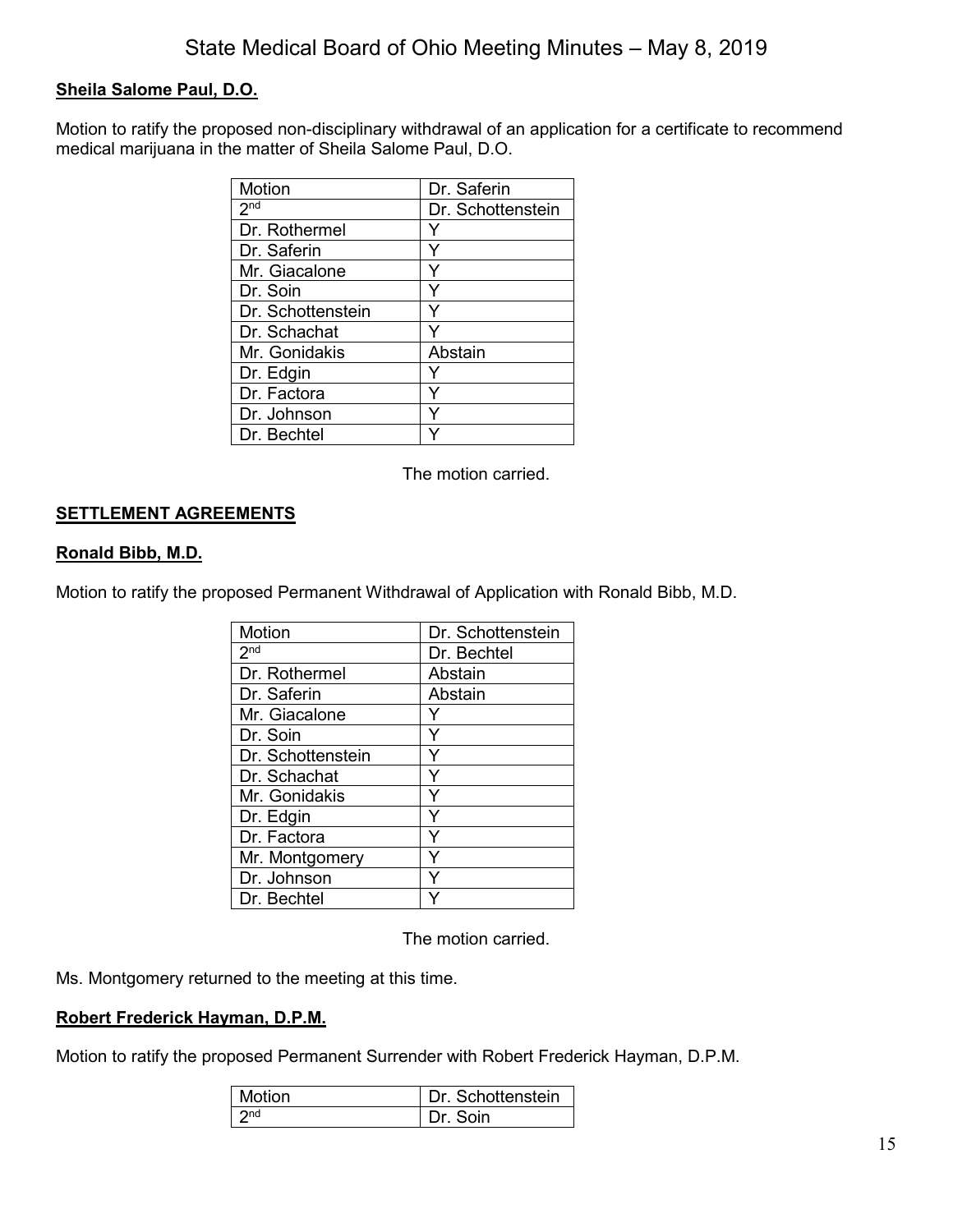**Sheila Salome Paul, D.O.**

Motion to ratify the proposed non-disciplinary withdrawal of an application for a certificate to recommend medical marijuana in the matter of Sheila Salome Paul, D.O.

| Motion | Dr. Saferin |
|---|---|
| 2nd | Dr. Schottenstein |
| Dr. Rothermel | Y |
| Dr. Saferin | Y |
| Mr. Giacalone | Y |
| Dr. Soin | Y |
| Dr. Schottenstein | Y |
| Dr. Schachat | Y |
| Mr. Gonidakis | Abstain |
| Dr. Edgin | Y |
| Dr. Factora | Y |
| Dr. Johnson | Y |
| Dr. Bechtel | Y |

The motion carried.

**SETTLEMENT AGREEMENTS**

**Ronald Bibb, M.D.**

Motion to ratify the proposed Permanent Withdrawal of Application with Ronald Bibb, M.D.

| Motion | Dr. Schottenstein |
|---|---|
| 2nd | Dr. Bechtel |
| Dr. Rothermel | Abstain |
| Dr. Saferin | Abstain |
| Mr. Giacalone | Y |
| Dr. Soin | Y |
| Dr. Schottenstein | Y |
| Dr. Schachat | Y |
| Mr. Gonidakis | Y |
| Dr. Edgin | Y |
| Dr. Factora | Y |
| Mr. Montgomery | Y |
| Dr. Johnson | Y |
| Dr. Bechtel | Y |

The motion carried.

Ms. Montgomery returned to the meeting at this time.

**Robert Frederick Hayman, D.P.M.**

Motion to ratify the proposed Permanent Surrender with Robert Frederick Hayman, D.P.M.

| Motion | Dr. Schottenstein |
|---|---|
| 2nd | Dr. Soin |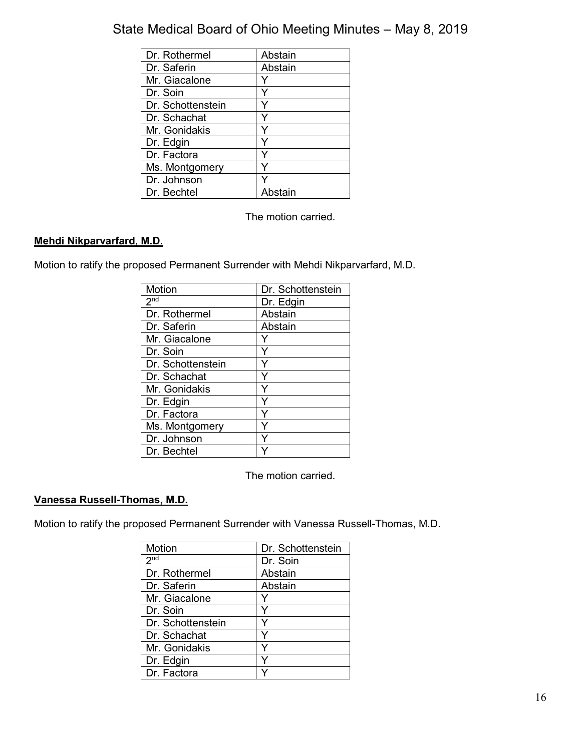| | |
|---|---|
| Dr. Rothermel | Abstain |
| Dr. Saferin | Abstain |
| Mr. Giacalone | Y |
| Dr. Soin | Y |
| Dr. Schottenstein | Y |
| Dr. Schachat | Y |
| Mr. Gonidakis | Y |
| Dr. Edgin | Y |
| Dr. Factora | Y |
| Ms. Montgomery | Y |
| Dr. Johnson | Y |
| Dr. Bechtel | Abstain |

The motion carried.

**Mehdi Nikparvarfard, M.D.**

Motion to ratify the proposed Permanent Surrender with Mehdi Nikparvarfard, M.D.

| Motion | Dr. Schottenstein |
|---|---|
| 2nd | Dr. Edgin |
| Dr. Rothermel | Abstain |
| Dr. Saferin | Abstain |
| Mr. Giacalone | Y |
| Dr. Soin | Y |
| Dr. Schottenstein | Y |
| Dr. Schachat | Y |
| Mr. Gonidakis | Y |
| Dr. Edgin | Y |
| Dr. Factora | Y |
| Ms. Montgomery | Y |
| Dr. Johnson | Y |
| Dr. Bechtel | Y |

The motion carried.

**Vanessa Russell-Thomas, M.D.**

Motion to ratify the proposed Permanent Surrender with Vanessa Russell-Thomas, M.D.

| Motion | Dr. Schottenstein |
|---|---|
| 2nd | Dr. Soin |
| Dr. Rothermel | Abstain |
| Dr. Saferin | Abstain |
| Mr. Giacalone | Y |
| Dr. Soin | Y |
| Dr. Schottenstein | Y |
| Dr. Schachat | Y |
| Mr. Gonidakis | Y |
| Dr. Edgin | Y |
| Dr. Factora | Y |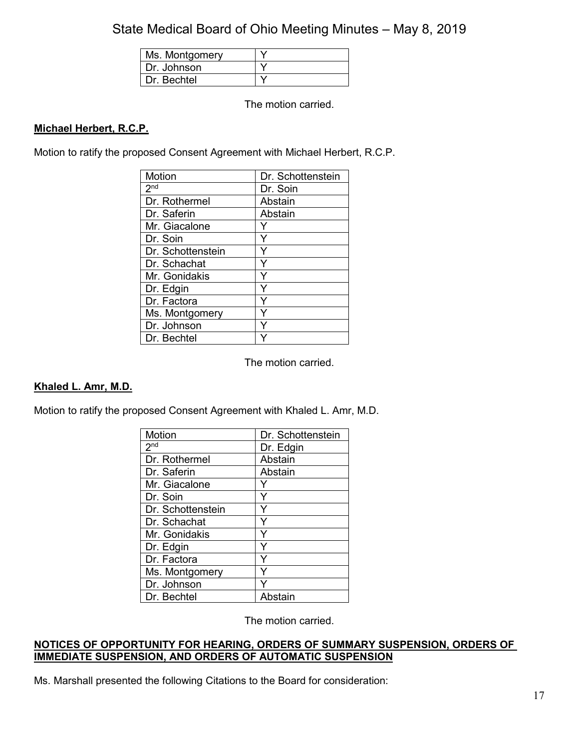| Ms. Montgomery | Y |
|---|---|
| Dr. Johnson | Y |
| Dr. Bechtel | Y |

The motion carried.

**Michael Herbert, R.C.P.**

Motion to ratify the proposed Consent Agreement with Michael Herbert, R.C.P.

| Motion | Dr. Schottenstein |
|---|---|
| 2nd | Dr. Soin |
| Dr. Rothermel | Abstain |
| Dr. Saferin | Abstain |
| Mr. Giacalone | Y |
| Dr. Soin | Y |
| Dr. Schottenstein | Y |
| Dr. Schachat | Y |
| Mr. Gonidakis | Y |
| Dr. Edgin | Y |
| Dr. Factora | Y |
| Ms. Montgomery | Y |
| Dr. Johnson | Y |
| Dr. Bechtel | Y |

The motion carried.

**Khaled L. Amr, M.D.**

Motion to ratify the proposed Consent Agreement with Khaled L. Amr, M.D.

| Motion | Dr. Schottenstein |
|---|---|
| 2nd | Dr. Edgin |
| Dr. Rothermel | Abstain |
| Dr. Saferin | Abstain |
| Mr. Giacalone | Y |
| Dr. Soin | Y |
| Dr. Schottenstein | Y |
| Dr. Schachat | Y |
| Mr. Gonidakis | Y |
| Dr. Edgin | Y |
| Dr. Factora | Y |
| Ms. Montgomery | Y |
| Dr. Johnson | Y |
| Dr. Bechtel | Abstain |

The motion carried.

**NOTICES OF OPPORTUNITY FOR HEARING, ORDERS OF SUMMARY SUSPENSION, ORDERS OF IMMEDIATE SUSPENSION, AND ORDERS OF AUTOMATIC SUSPENSION**

Ms. Marshall presented the following Citations to the Board for consideration: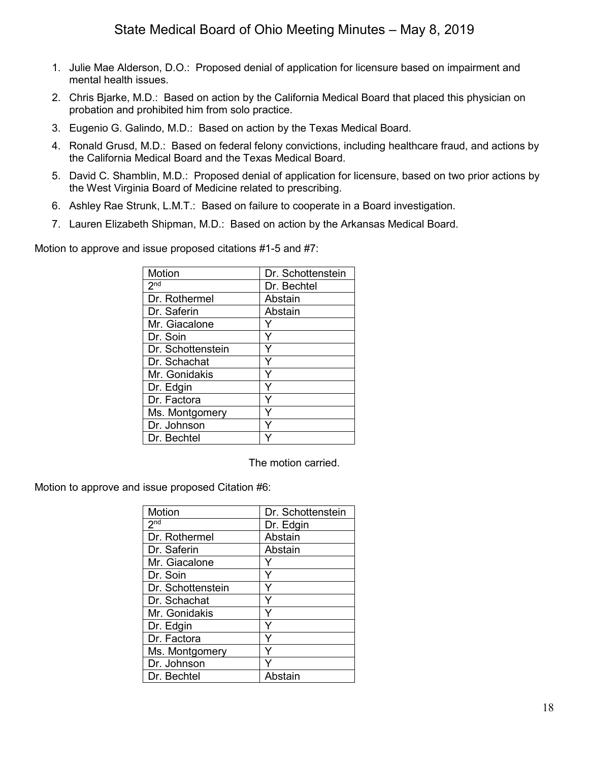1. Julie Mae Alderson, D.O.: Proposed denial of application for licensure based on impairment and mental health issues.
2. Chris Bjarke, M.D.: Based on action by the California Medical Board that placed this physician on probation and prohibited him from solo practice.
3. Eugenio G. Galindo, M.D.: Based on action by the Texas Medical Board.
4. Ronald Grusd, M.D.: Based on federal felony convictions, including healthcare fraud, and actions by the California Medical Board and the Texas Medical Board.
5. David C. Shamblin, M.D.: Proposed denial of application for licensure, based on two prior actions by the West Virginia Board of Medicine related to prescribing.
6. Ashley Rae Strunk, L.M.T.: Based on failure to cooperate in a Board investigation.
7. Lauren Elizabeth Shipman, M.D.: Based on action by the Arkansas Medical Board.

Motion to approve and issue proposed citations #1-5 and #7:

| Motion | Dr. Schottenstein |
|---|---|
| 2nd | Dr. Bechtel |
| Dr. Rothermel | Abstain |
| Dr. Saferin | Abstain |
| Mr. Giacalone | Y |
| Dr. Soin | Y |
| Dr. Schottenstein | Y |
| Dr. Schachat | Y |
| Mr. Gonidakis | Y |
| Dr. Edgin | Y |
| Dr. Factora | Y |
| Ms. Montgomery | Y |
| Dr. Johnson | Y |
| Dr. Bechtel | Y |

The motion carried.

Motion to approve and issue proposed Citation #6:

| Motion | Dr. Schottenstein |
|---|---|
| 2nd | Dr. Edgin |
| Dr. Rothermel | Abstain |
| Dr. Saferin | Abstain |
| Mr. Giacalone | Y |
| Dr. Soin | Y |
| Dr. Schottenstein | Y |
| Dr. Schachat | Y |
| Mr. Gonidakis | Y |
| Dr. Edgin | Y |
| Dr. Factora | Y |
| Ms. Montgomery | Y |
| Dr. Johnson | Y |
| Dr. Bechtel | Abstain |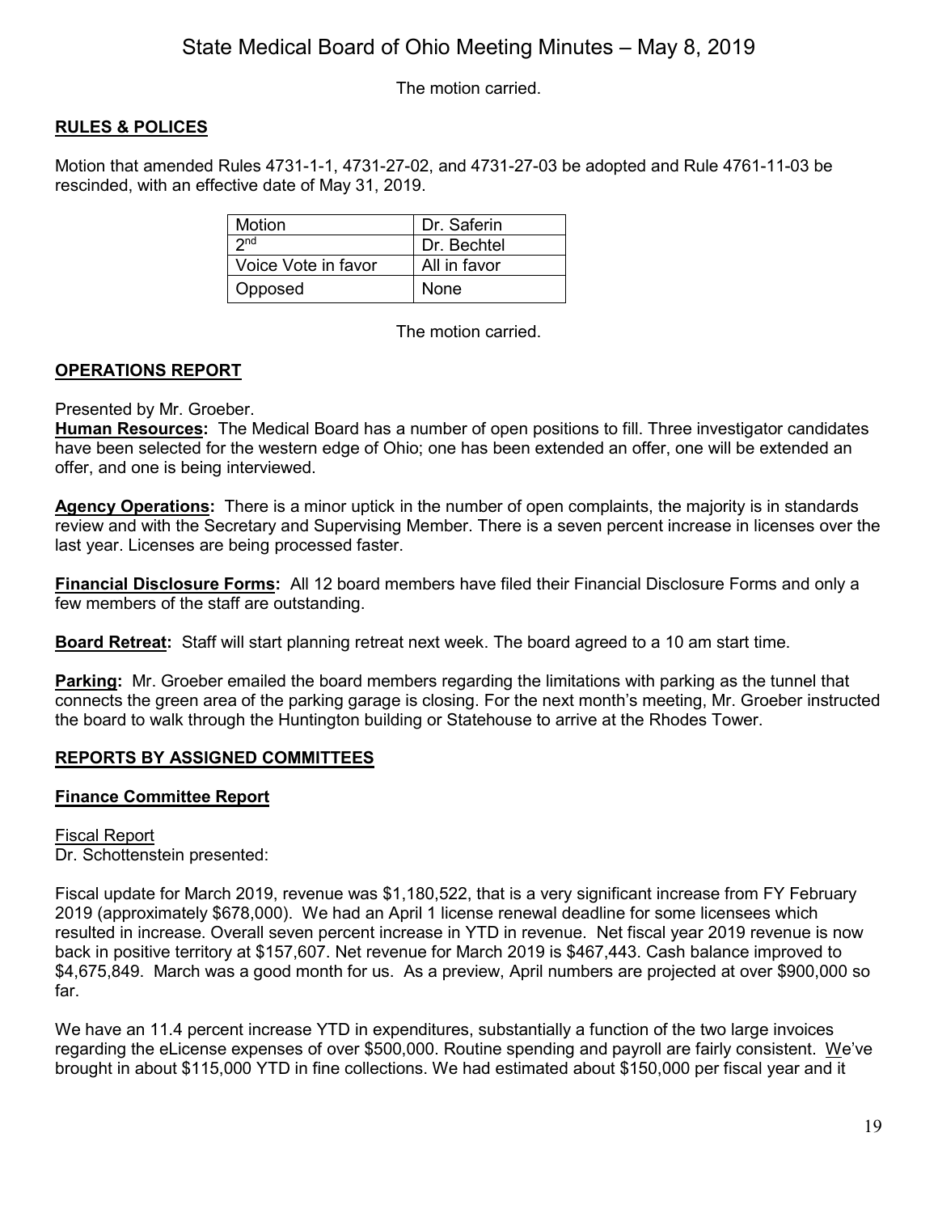The motion carried.

## RULES & POLICES

Motion that amended Rules 4731-1-1, 4731-27-02, and 4731-27-03 be adopted and Rule 4761-11-03 be rescinded, with an effective date of May 31, 2019.

| Motion | Dr. Saferin |
|---|---|
| 2nd | Dr. Bechtel |
| Voice Vote in favor | All in favor |
| Opposed | None |

The motion carried.

## OPERATIONS REPORT

Presented by Mr. Groeber.

**Human Resources:** The Medical Board has a number of open positions to fill. Three investigator candidates have been selected for the western edge of Ohio; one has been extended an offer, one will be extended an offer, and one is being interviewed.

**Agency Operations:** There is a minor uptick in the number of open complaints, the majority is in standards review and with the Secretary and Supervising Member. There is a seven percent increase in licenses over the last year. Licenses are being processed faster.

**Financial Disclosure Forms:** All 12 board members have filed their Financial Disclosure Forms and only a few members of the staff are outstanding.

**Board Retreat:** Staff will start planning retreat next week. The board agreed to a 10 am start time.

**Parking:** Mr. Groeber emailed the board members regarding the limitations with parking as the tunnel that connects the green area of the parking garage is closing. For the next month's meeting, Mr. Groeber instructed the board to walk through the Huntington building or Statehouse to arrive at the Rhodes Tower.

## REPORTS BY ASSIGNED COMMITTEES

### Finance Committee Report

Fiscal Report

Dr. Schottenstein presented:

Fiscal update for March 2019, revenue was $1,180,522, that is a very significant increase from FY February 2019 (approximately $678,000). We had an April 1 license renewal deadline for some licensees which resulted in increase. Overall seven percent increase in YTD in revenue. Net fiscal year 2019 revenue is now back in positive territory at $157,607. Net revenue for March 2019 is $467,443. Cash balance improved to $4,675,849. March was a good month for us. As a preview, April numbers are projected at over $900,000 so far.

We have an 11.4 percent increase YTD in expenditures, substantially a function of the two large invoices regarding the eLicense expenses of over $500,000. Routine spending and payroll are fairly consistent. We've brought in about $115,000 YTD in fine collections. We had estimated about $150,000 per fiscal year and it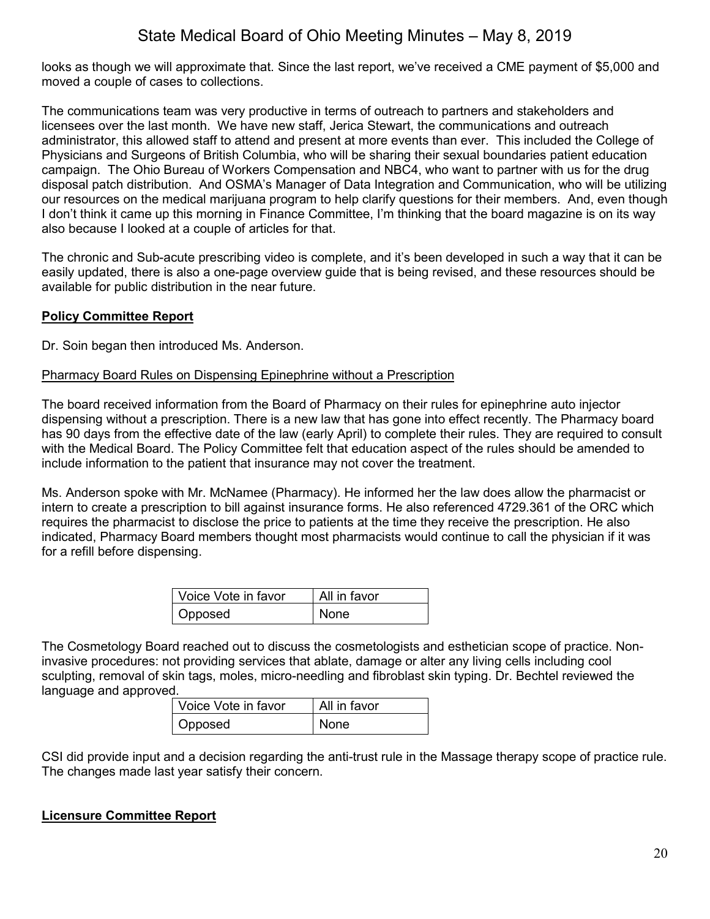looks as though we will approximate that. Since the last report, we've received a CME payment of $5,000 and moved a couple of cases to collections.

The communications team was very productive in terms of outreach to partners and stakeholders and licensees over the last month. We have new staff, Jerica Stewart, the communications and outreach administrator, this allowed staff to attend and present at more events than ever. This included the College of Physicians and Surgeons of British Columbia, who will be sharing their sexual boundaries patient education campaign. The Ohio Bureau of Workers Compensation and NBC4, who want to partner with us for the drug disposal patch distribution. And OSMA's Manager of Data Integration and Communication, who will be utilizing our resources on the medical marijuana program to help clarify questions for their members. And, even though I don't think it came up this morning in Finance Committee, I'm thinking that the board magazine is on its way also because I looked at a couple of articles for that.

The chronic and Sub-acute prescribing video is complete, and it's been developed in such a way that it can be easily updated, there is also a one-page overview guide that is being revised, and these resources should be available for public distribution in the near future.

**Policy Committee Report**

Dr. Soin began then introduced Ms. Anderson.

Pharmacy Board Rules on Dispensing Epinephrine without a Prescription

The board received information from the Board of Pharmacy on their rules for epinephrine auto injector dispensing without a prescription. There is a new law that has gone into effect recently. The Pharmacy board has 90 days from the effective date of the law (early April) to complete their rules. They are required to consult with the Medical Board. The Policy Committee felt that education aspect of the rules should be amended to include information to the patient that insurance may not cover the treatment.

Ms. Anderson spoke with Mr. McNamee (Pharmacy). He informed her the law does allow the pharmacist or intern to create a prescription to bill against insurance forms. He also referenced 4729.361 of the ORC which requires the pharmacist to disclose the price to patients at the time they receive the prescription. He also indicated, Pharmacy Board members thought most pharmacists would continue to call the physician if it was for a refill before dispensing.

| Voice Vote in favor | All in favor |
|---|---|
| Opposed | None |

The Cosmetology Board reached out to discuss the cosmetologists and esthetician scope of practice. Non-invasive procedures: not providing services that ablate, damage or alter any living cells including cool sculpting, removal of skin tags, moles, micro-needling and fibroblast skin typing. Dr. Bechtel reviewed the language and approved.

| Voice Vote in favor | All in favor |
|---|---|
| Opposed | None |

CSI did provide input and a decision regarding the anti-trust rule in the Massage therapy scope of practice rule. The changes made last year satisfy their concern.

**Licensure Committee Report**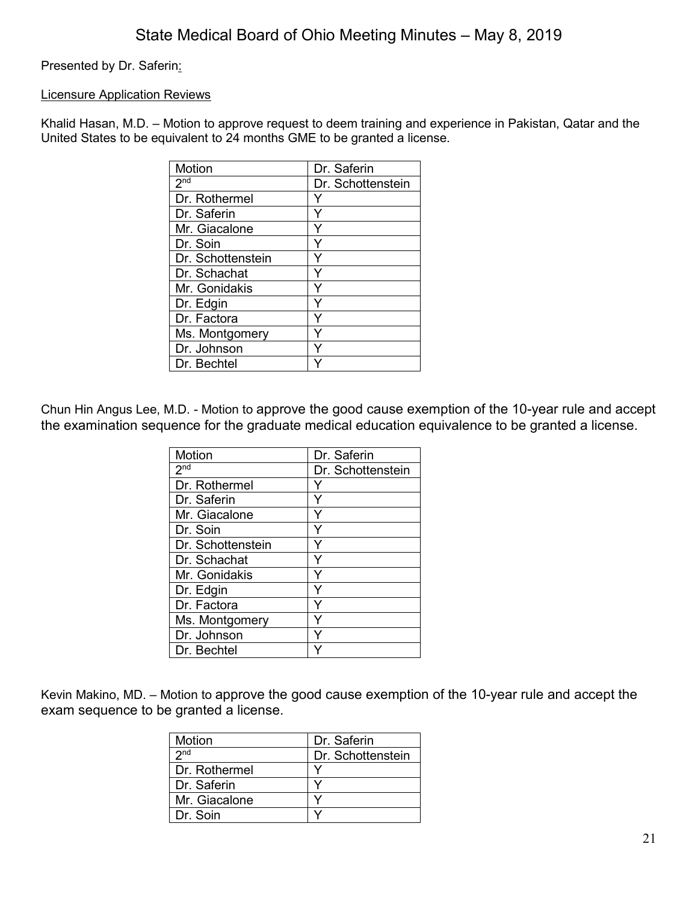Presented by Dr. Saferin:

Licensure Application Reviews

Khalid Hasan, M.D. – Motion to approve request to deem training and experience in Pakistan, Qatar and the United States to be equivalent to 24 months GME to be granted a license.

| Motion | Dr. Saferin |
|---|---|
| 2nd | Dr. Schottenstein |
| Dr. Rothermel | Y |
| Dr. Saferin | Y |
| Mr. Giacalone | Y |
| Dr. Soin | Y |
| Dr. Schottenstein | Y |
| Dr. Schachat | Y |
| Mr. Gonidakis | Y |
| Dr. Edgin | Y |
| Dr. Factora | Y |
| Ms. Montgomery | Y |
| Dr. Johnson | Y |
| Dr. Bechtel | Y |

Chun Hin Angus Lee, M.D. - Motion to approve the good cause exemption of the 10-year rule and accept the examination sequence for the graduate medical education equivalence to be granted a license.

| Motion | Dr. Saferin |
|---|---|
| 2nd | Dr. Schottenstein |
| Dr. Rothermel | Y |
| Dr. Saferin | Y |
| Mr. Giacalone | Y |
| Dr. Soin | Y |
| Dr. Schottenstein | Y |
| Dr. Schachat | Y |
| Mr. Gonidakis | Y |
| Dr. Edgin | Y |
| Dr. Factora | Y |
| Ms. Montgomery | Y |
| Dr. Johnson | Y |
| Dr. Bechtel | Y |

Kevin Makino, MD. – Motion to approve the good cause exemption of the 10-year rule and accept the exam sequence to be granted a license.

| Motion | Dr. Saferin |
|---|---|
| 2nd | Dr. Schottenstein |
| Dr. Rothermel | Y |
| Dr. Saferin | Y |
| Mr. Giacalone | Y |
| Dr. Soin | Y |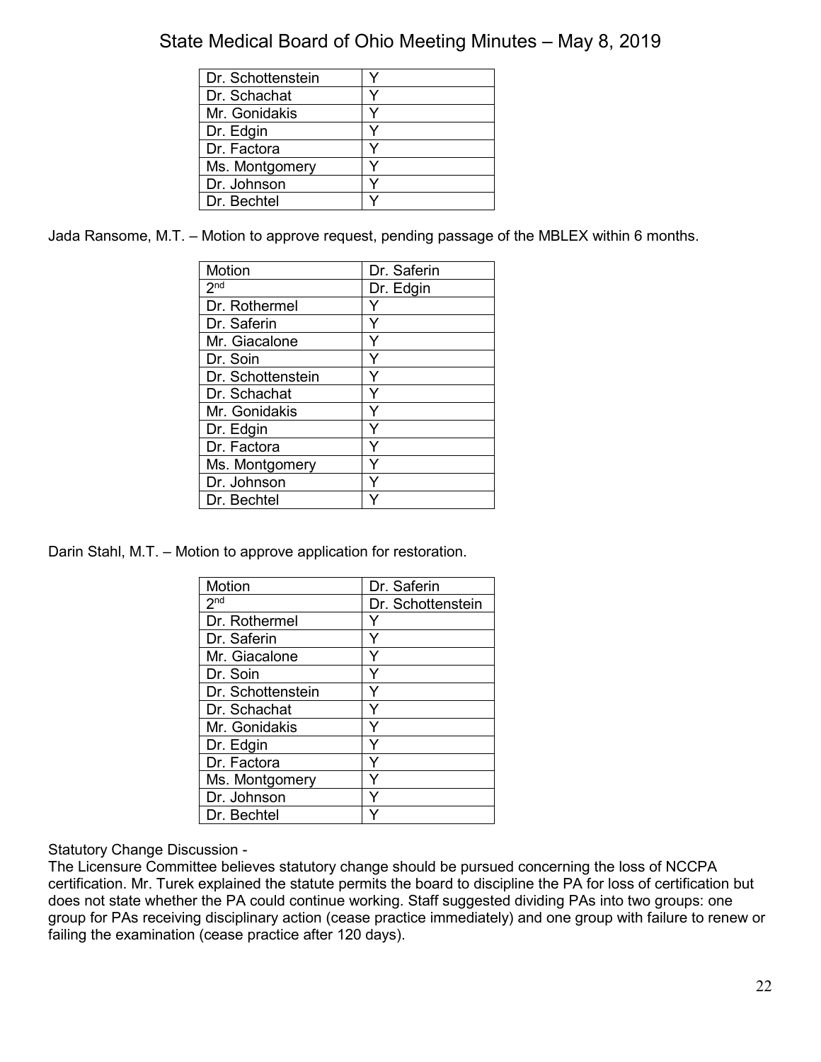| | |
|---|---|
| Dr. Schottenstein | Y |
| Dr. Schachat | Y |
| Mr. Gonidakis | Y |
| Dr. Edgin | Y |
| Dr. Factora | Y |
| Ms. Montgomery | Y |
| Dr. Johnson | Y |
| Dr. Bechtel | Y |

Jada Ransome, M.T. – Motion to approve request, pending passage of the MBLEX within 6 months.

| Motion | Dr. Saferin |
|---|---|
| 2nd | Dr. Edgin |
| Dr. Rothermel | Y |
| Dr. Saferin | Y |
| Mr. Giacalone | Y |
| Dr. Soin | Y |
| Dr. Schottenstein | Y |
| Dr. Schachat | Y |
| Mr. Gonidakis | Y |
| Dr. Edgin | Y |
| Dr. Factora | Y |
| Ms. Montgomery | Y |
| Dr. Johnson | Y |
| Dr. Bechtel | Y |

Darin Stahl, M.T. – Motion to approve application for restoration.

| Motion | Dr. Saferin |
|---|---|
| 2nd | Dr. Schottenstein |
| Dr. Rothermel | Y |
| Dr. Saferin | Y |
| Mr. Giacalone | Y |
| Dr. Soin | Y |
| Dr. Schottenstein | Y |
| Dr. Schachat | Y |
| Mr. Gonidakis | Y |
| Dr. Edgin | Y |
| Dr. Factora | Y |
| Ms. Montgomery | Y |
| Dr. Johnson | Y |
| Dr. Bechtel | Y |

Statutory Change Discussion -
The Licensure Committee believes statutory change should be pursued concerning the loss of NCCPA certification. Mr. Turek explained the statute permits the board to discipline the PA for loss of certification but does not state whether the PA could continue working. Staff suggested dividing PAs into two groups: one group for PAs receiving disciplinary action (cease practice immediately) and one group with failure to renew or failing the examination (cease practice after 120 days).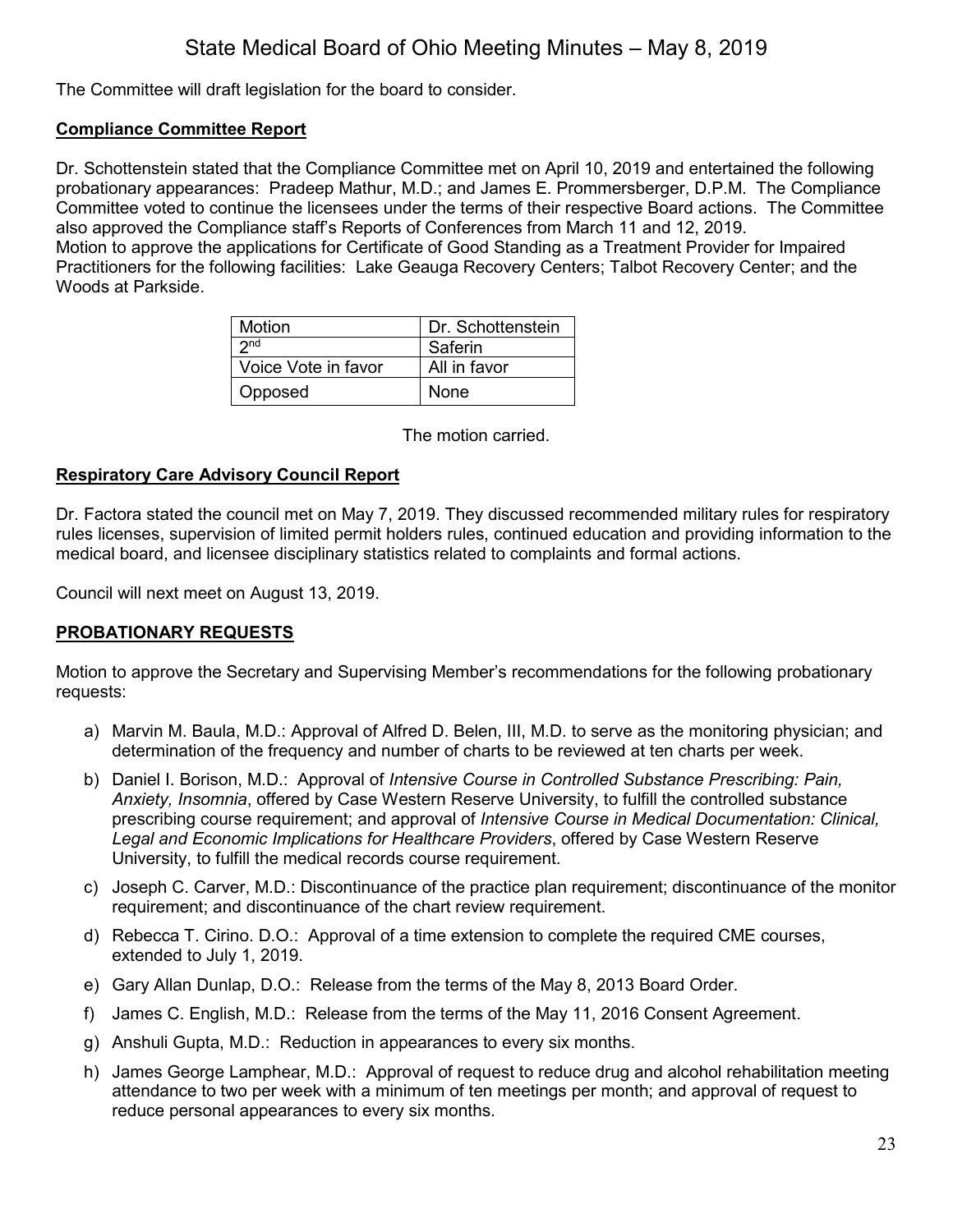The Committee will draft legislation for the board to consider.

**Compliance Committee Report**

Dr. Schottenstein stated that the Compliance Committee met on April 10, 2019 and entertained the following probationary appearances: Pradeep Mathur, M.D.; and James E. Prommersberger, D.P.M. The Compliance Committee voted to continue the licensees under the terms of their respective Board actions. The Committee also approved the Compliance staff's Reports of Conferences from March 11 and 12, 2019.
Motion to approve the applications for Certificate of Good Standing as a Treatment Provider for Impaired Practitioners for the following facilities: Lake Geauga Recovery Centers; Talbot Recovery Center; and the Woods at Parkside.

| Motion | Dr. Schottenstein |
|---|---|
| 2nd | Saferin |
| Voice Vote in favor | All in favor |
| Opposed | None |

The motion carried.

**Respiratory Care Advisory Council Report**

Dr. Factora stated the council met on May 7, 2019. They discussed recommended military rules for respiratory rules licenses, supervision of limited permit holders rules, continued education and providing information to the medical board, and licensee disciplinary statistics related to complaints and formal actions.

Council will next meet on August 13, 2019.

**PROBATIONARY REQUESTS**

Motion to approve the Secretary and Supervising Member's recommendations for the following probationary requests:

a) Marvin M. Baula, M.D.: Approval of Alfred D. Belen, III, M.D. to serve as the monitoring physician; and determination of the frequency and number of charts to be reviewed at ten charts per week.
b) Daniel I. Borison, M.D.: Approval of *Intensive Course in Controlled Substance Prescribing: Pain, Anxiety, Insomnia*, offered by Case Western Reserve University, to fulfill the controlled substance prescribing course requirement; and approval of *Intensive Course in Medical Documentation: Clinical, Legal and Economic Implications for Healthcare Providers*, offered by Case Western Reserve University, to fulfill the medical records course requirement.
c) Joseph C. Carver, M.D.: Discontinuance of the practice plan requirement; discontinuance of the monitor requirement; and discontinuance of the chart review requirement.
d) Rebecca T. Cirino. D.O.: Approval of a time extension to complete the required CME courses, extended to July 1, 2019.
e) Gary Allan Dunlap, D.O.: Release from the terms of the May 8, 2013 Board Order.
f) James C. English, M.D.: Release from the terms of the May 11, 2016 Consent Agreement.
g) Anshuli Gupta, M.D.: Reduction in appearances to every six months.
h) James George Lamphear, M.D.: Approval of request to reduce drug and alcohol rehabilitation meeting attendance to two per week with a minimum of ten meetings per month; and approval of request to reduce personal appearances to every six months.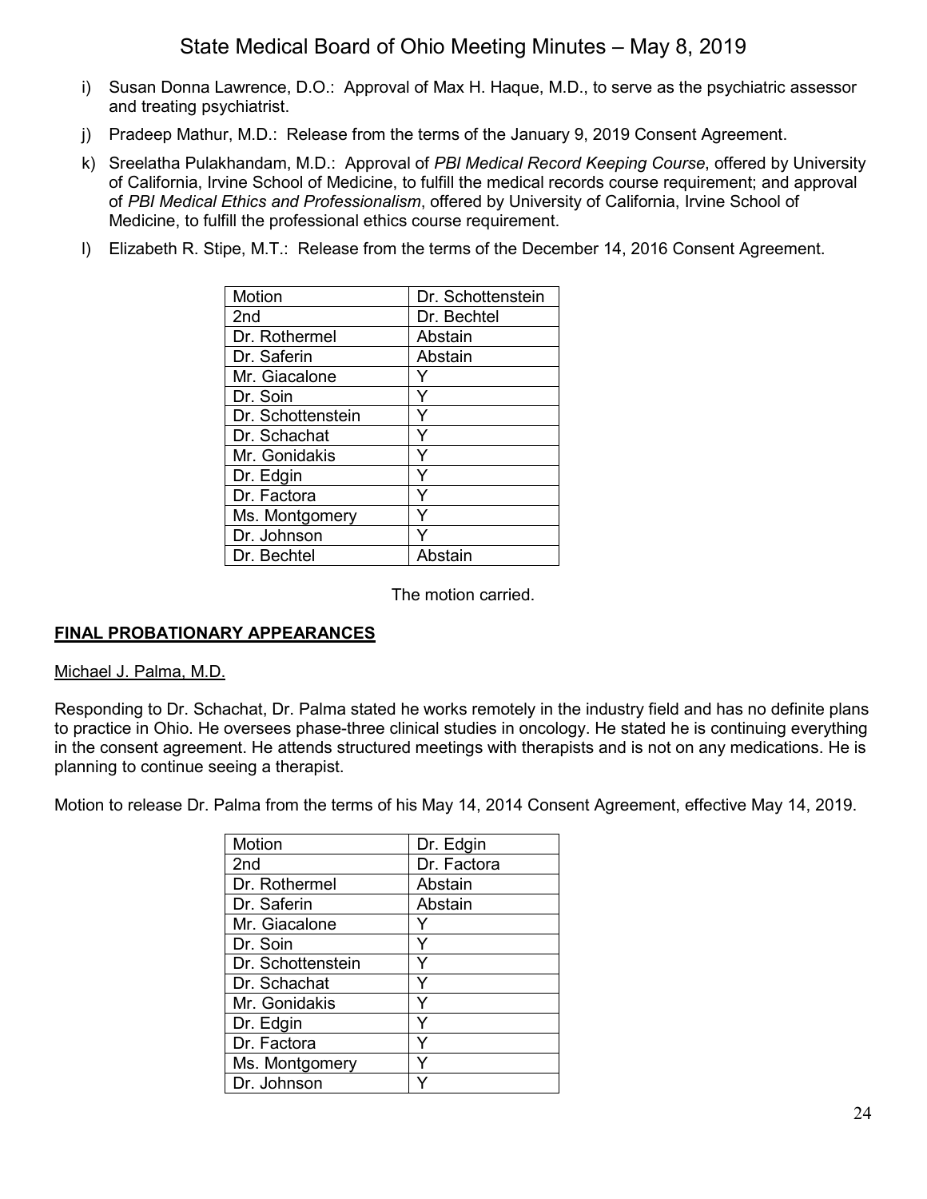i) Susan Donna Lawrence, D.O.: Approval of Max H. Haque, M.D., to serve as the psychiatric assessor and treating psychiatrist.

j) Pradeep Mathur, M.D.: Release from the terms of the January 9, 2019 Consent Agreement.

k) Sreelatha Pulakhandam, M.D.: Approval of *PBI Medical Record Keeping Course*, offered by University of California, Irvine School of Medicine, to fulfill the medical records course requirement; and approval of *PBI Medical Ethics and Professionalism*, offered by University of California, Irvine School of Medicine, to fulfill the professional ethics course requirement.

l) Elizabeth R. Stipe, M.T.: Release from the terms of the December 14, 2016 Consent Agreement.

| Motion | Dr. Schottenstein |
|---|---|
| 2nd | Dr. Bechtel |
| Dr. Rothermel | Abstain |
| Dr. Saferin | Abstain |
| Mr. Giacalone | Y |
| Dr. Soin | Y |
| Dr. Schottenstein | Y |
| Dr. Schachat | Y |
| Mr. Gonidakis | Y |
| Dr. Edgin | Y |
| Dr. Factora | Y |
| Ms. Montgomery | Y |
| Dr. Johnson | Y |
| Dr. Bechtel | Abstain |

The motion carried.

## FINAL PROBATIONARY APPEARANCES

Michael J. Palma, M.D.

Responding to Dr. Schachat, Dr. Palma stated he works remotely in the industry field and has no definite plans to practice in Ohio. He oversees phase-three clinical studies in oncology. He stated he is continuing everything in the consent agreement. He attends structured meetings with therapists and is not on any medications. He is planning to continue seeing a therapist.

Motion to release Dr. Palma from the terms of his May 14, 2014 Consent Agreement, effective May 14, 2019.

| Motion | Dr. Edgin |
|---|---|
| 2nd | Dr. Factora |
| Dr. Rothermel | Abstain |
| Dr. Saferin | Abstain |
| Mr. Giacalone | Y |
| Dr. Soin | Y |
| Dr. Schottenstein | Y |
| Dr. Schachat | Y |
| Mr. Gonidakis | Y |
| Dr. Edgin | Y |
| Dr. Factora | Y |
| Ms. Montgomery | Y |
| Dr. Johnson | Y |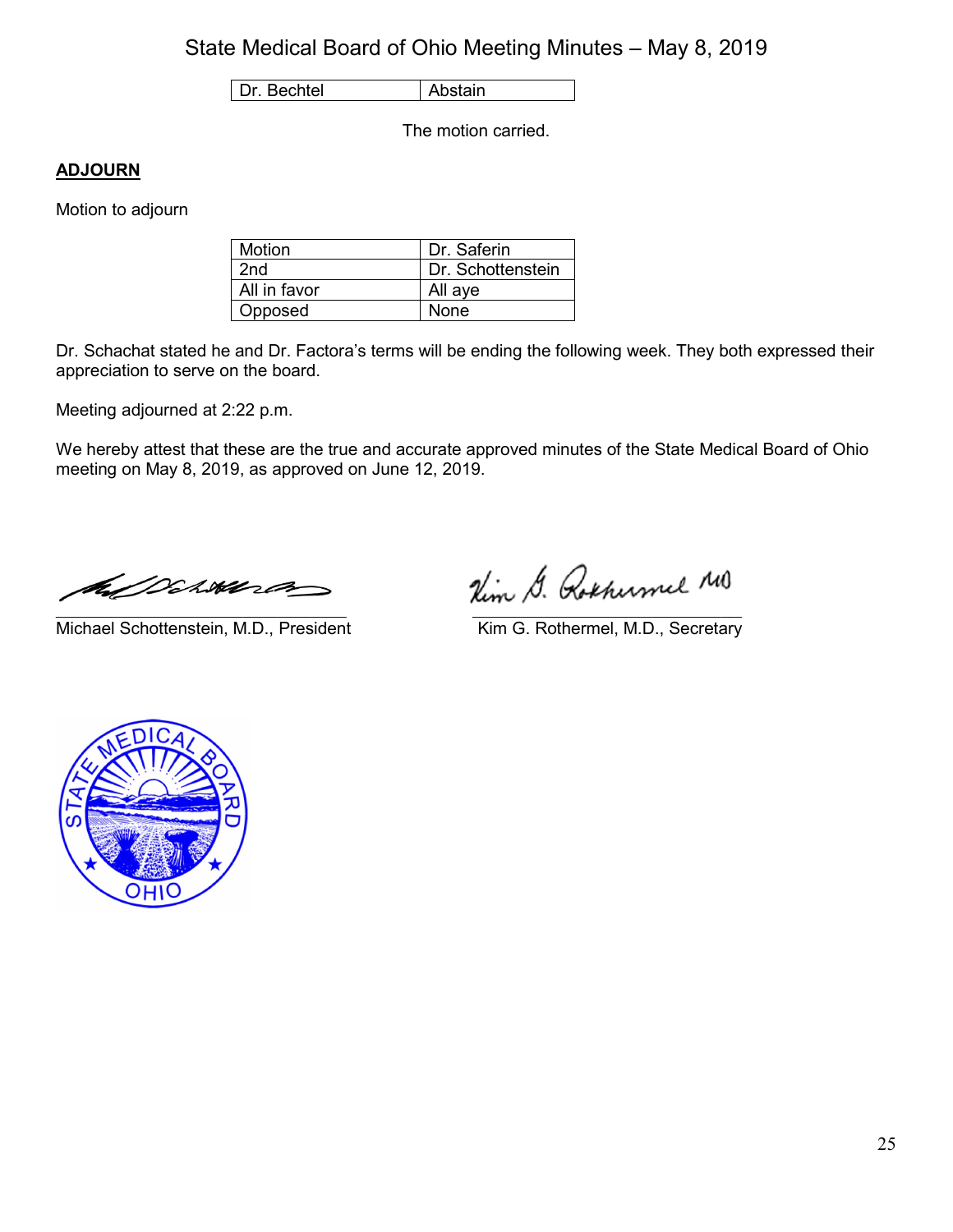| Dr. Bechtel | Abstain |
|---|---|

The motion carried.

**ADJOURN**

Motion to adjourn

| Motion | Dr. Saferin |
|---|---|
| 2nd | Dr. Schottenstein |
| All in favor | All aye |
| Opposed | None |

Dr. Schachat stated he and Dr. Factora's terms will be ending the following week. They both expressed their appreciation to serve on the board.

Meeting adjourned at 2:22 p.m.

We hereby attest that these are the true and accurate approved minutes of the State Medical Board of Ohio meeting on May 8, 2019, as approved on June 12, 2019.

Michael Schottenstein, M.D., President

Kim G. Rothermel, M.D., Secretary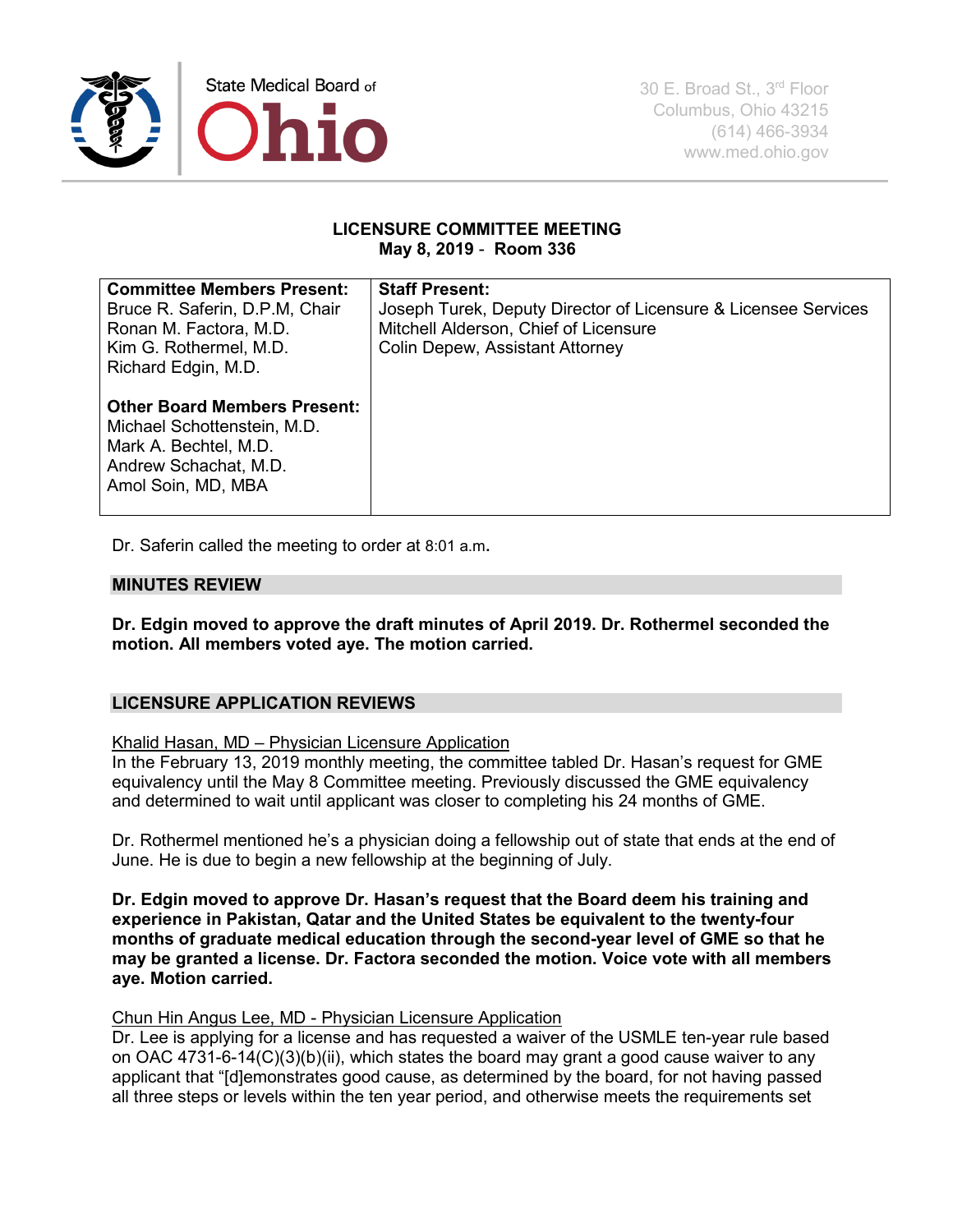State Medical Board of Ohio

30 E. Broad St., 3rd Floor
Columbus, Ohio 43215
(614) 466-3934
www.med.ohio.gov

**LICENSURE COMMITTEE MEETING**
**May 8, 2019 - Room 336**

| **Committee Members Present:** | **Staff Present:** |
|---|---|
| Bruce R. Saferin, D.P.M, Chair<br>Ronan M. Factora, M.D.<br>Kim G. Rothermel, M.D.<br>Richard Edgin, M.D.<br><br>**Other Board Members Present:**<br>Michael Schottenstein, M.D.<br>Mark A. Bechtel, M.D.<br>Andrew Schachat, M.D.<br>Amol Soin, MD, MBA | Joseph Turek, Deputy Director of Licensure & Licensee Services<br>Mitchell Alderson, Chief of Licensure<br>Colin Depew, Assistant Attorney |

Dr. Saferin called the meeting to order at 8:01 a.m.

## MINUTES REVIEW

**Dr. Edgin moved to approve the draft minutes of April 2019. Dr. Rothermel seconded the motion. All members voted aye. The motion carried.**

## LICENSURE APPLICATION REVIEWS

Khalid Hasan, MD – Physician Licensure Application

In the February 13, 2019 monthly meeting, the committee tabled Dr. Hasan's request for GME equivalency until the May 8 Committee meeting. Previously discussed the GME equivalency and determined to wait until applicant was closer to completing his 24 months of GME.

Dr. Rothermel mentioned he's a physician doing a fellowship out of state that ends at the end of June. He is due to begin a new fellowship at the beginning of July.

**Dr. Edgin moved to approve Dr. Hasan's request that the Board deem his training and experience in Pakistan, Qatar and the United States be equivalent to the twenty-four months of graduate medical education through the second-year level of GME so that he may be granted a license. Dr. Factora seconded the motion. Voice vote with all members aye. Motion carried.**

Chun Hin Angus Lee, MD - Physician Licensure Application

Dr. Lee is applying for a license and has requested a waiver of the USMLE ten-year rule based on OAC 4731-6-14(C)(3)(b)(ii), which states the board may grant a good cause waiver to any applicant that "[d]emonstrates good cause, as determined by the board, for not having passed all three steps or levels within the ten year period, and otherwise meets the requirements set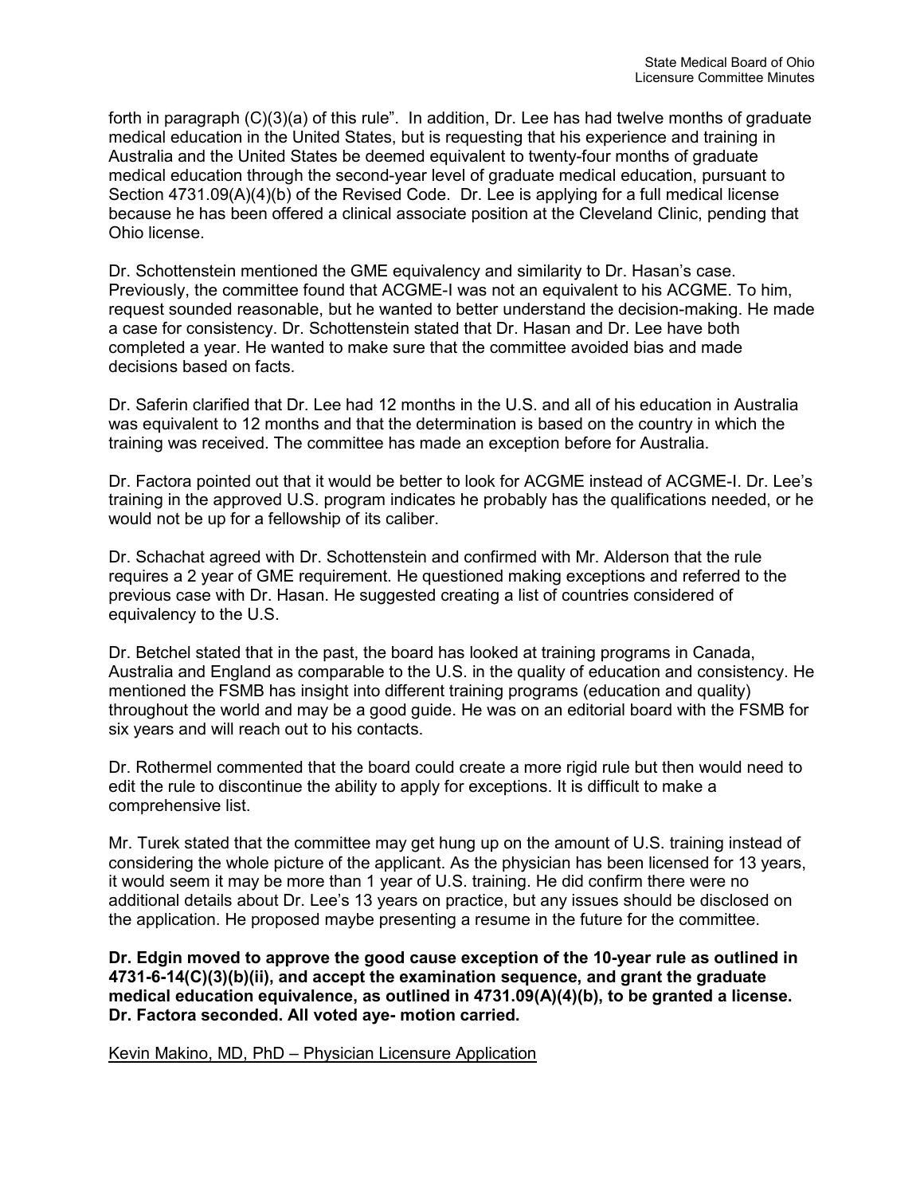forth in paragraph (C)(3)(a) of this rule". In addition, Dr. Lee has had twelve months of graduate medical education in the United States, but is requesting that his experience and training in Australia and the United States be deemed equivalent to twenty-four months of graduate medical education through the second-year level of graduate medical education, pursuant to Section 4731.09(A)(4)(b) of the Revised Code. Dr. Lee is applying for a full medical license because he has been offered a clinical associate position at the Cleveland Clinic, pending that Ohio license.

Dr. Schottenstein mentioned the GME equivalency and similarity to Dr. Hasan's case. Previously, the committee found that ACGME-I was not an equivalent to his ACGME. To him, request sounded reasonable, but he wanted to better understand the decision-making. He made a case for consistency. Dr. Schottenstein stated that Dr. Hasan and Dr. Lee have both completed a year. He wanted to make sure that the committee avoided bias and made decisions based on facts.

Dr. Saferin clarified that Dr. Lee had 12 months in the U.S. and all of his education in Australia was equivalent to 12 months and that the determination is based on the country in which the training was received. The committee has made an exception before for Australia.

Dr. Factora pointed out that it would be better to look for ACGME instead of ACGME-I. Dr. Lee's training in the approved U.S. program indicates he probably has the qualifications needed, or he would not be up for a fellowship of its caliber.

Dr. Schachat agreed with Dr. Schottenstein and confirmed with Mr. Alderson that the rule requires a 2 year of GME requirement. He questioned making exceptions and referred to the previous case with Dr. Hasan. He suggested creating a list of countries considered of equivalency to the U.S.

Dr. Betchel stated that in the past, the board has looked at training programs in Canada, Australia and England as comparable to the U.S. in the quality of education and consistency. He mentioned the FSMB has insight into different training programs (education and quality) throughout the world and may be a good guide. He was on an editorial board with the FSMB for six years and will reach out to his contacts.

Dr. Rothermel commented that the board could create a more rigid rule but then would need to edit the rule to discontinue the ability to apply for exceptions. It is difficult to make a comprehensive list.

Mr. Turek stated that the committee may get hung up on the amount of U.S. training instead of considering the whole picture of the applicant. As the physician has been licensed for 13 years, it would seem it may be more than 1 year of U.S. training. He did confirm there were no additional details about Dr. Lee's 13 years on practice, but any issues should be disclosed on the application. He proposed maybe presenting a resume in the future for the committee.

**Dr. Edgin moved to approve the good cause exception of the 10-year rule as outlined in 4731-6-14(C)(3)(b)(ii), and accept the examination sequence, and grant the graduate medical education equivalence, as outlined in 4731.09(A)(4)(b), to be granted a license. Dr. Factora seconded. All voted aye- motion carried.**

<u>Kevin Makino, MD, PhD – Physician Licensure Application</u>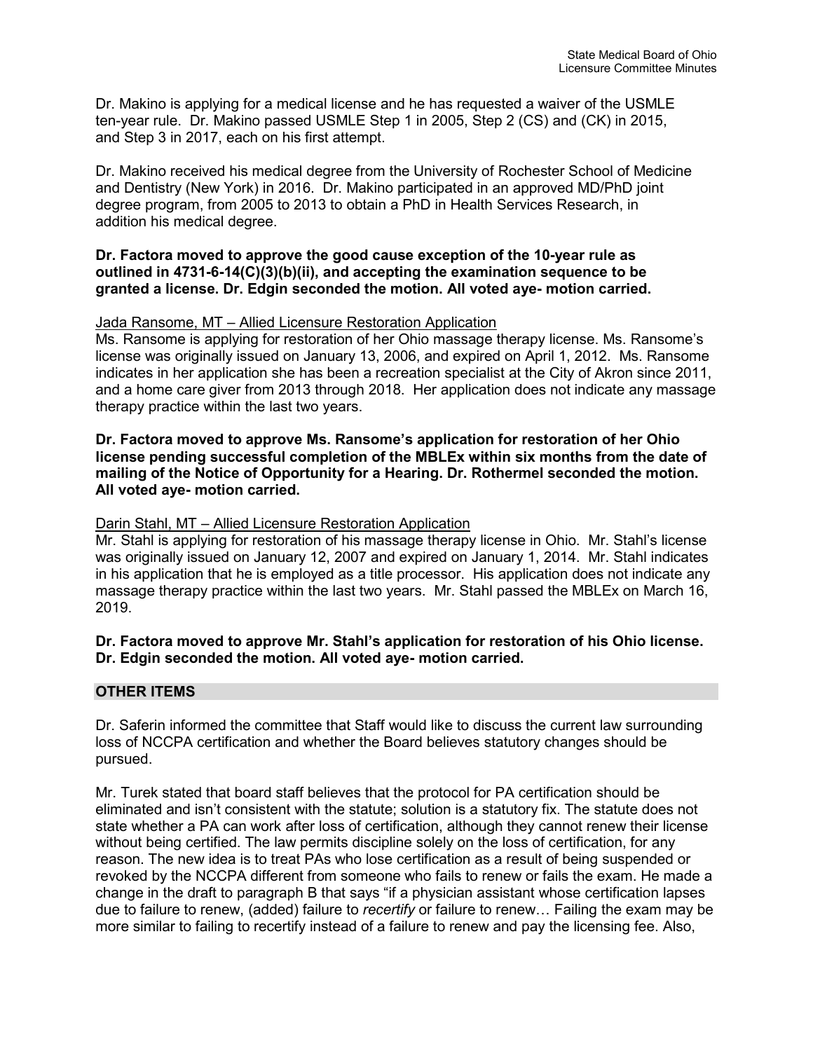Dr. Makino is applying for a medical license and he has requested a waiver of the USMLE ten-year rule. Dr. Makino passed USMLE Step 1 in 2005, Step 2 (CS) and (CK) in 2015, and Step 3 in 2017, each on his first attempt.

Dr. Makino received his medical degree from the University of Rochester School of Medicine and Dentistry (New York) in 2016. Dr. Makino participated in an approved MD/PhD joint degree program, from 2005 to 2013 to obtain a PhD in Health Services Research, in addition his medical degree.

**Dr. Factora moved to approve the good cause exception of the 10-year rule as outlined in 4731-6-14(C)(3)(b)(ii), and accepting the examination sequence to be granted a license. Dr. Edgin seconded the motion. All voted aye- motion carried.**

<u>Jada Ransome, MT – Allied Licensure Restoration Application</u>

Ms. Ransome is applying for restoration of her Ohio massage therapy license. Ms. Ransome's license was originally issued on January 13, 2006, and expired on April 1, 2012. Ms. Ransome indicates in her application she has been a recreation specialist at the City of Akron since 2011, and a home care giver from 2013 through 2018. Her application does not indicate any massage therapy practice within the last two years.

**Dr. Factora moved to approve Ms. Ransome's application for restoration of her Ohio license pending successful completion of the MBLEx within six months from the date of mailing of the Notice of Opportunity for a Hearing. Dr. Rothermel seconded the motion. All voted aye- motion carried.**

<u>Darin Stahl, MT – Allied Licensure Restoration Application</u>

Mr. Stahl is applying for restoration of his massage therapy license in Ohio. Mr. Stahl's license was originally issued on January 12, 2007 and expired on January 1, 2014. Mr. Stahl indicates in his application that he is employed as a title processor. His application does not indicate any massage therapy practice within the last two years. Mr. Stahl passed the MBLEx on March 16, 2019.

**Dr. Factora moved to approve Mr. Stahl's application for restoration of his Ohio license. Dr. Edgin seconded the motion. All voted aye- motion carried.**

## OTHER ITEMS

Dr. Saferin informed the committee that Staff would like to discuss the current law surrounding loss of NCCPA certification and whether the Board believes statutory changes should be pursued.

Mr. Turek stated that board staff believes that the protocol for PA certification should be eliminated and isn't consistent with the statute; solution is a statutory fix. The statute does not state whether a PA can work after loss of certification, although they cannot renew their license without being certified. The law permits discipline solely on the loss of certification, for any reason. The new idea is to treat PAs who lose certification as a result of being suspended or revoked by the NCCPA different from someone who fails to renew or fails the exam. He made a change in the draft to paragraph B that says "if a physician assistant whose certification lapses due to failure to renew, (added) failure to *recertify* or failure to renew… Failing the exam may be more similar to failing to recertify instead of a failure to renew and pay the licensing fee. Also,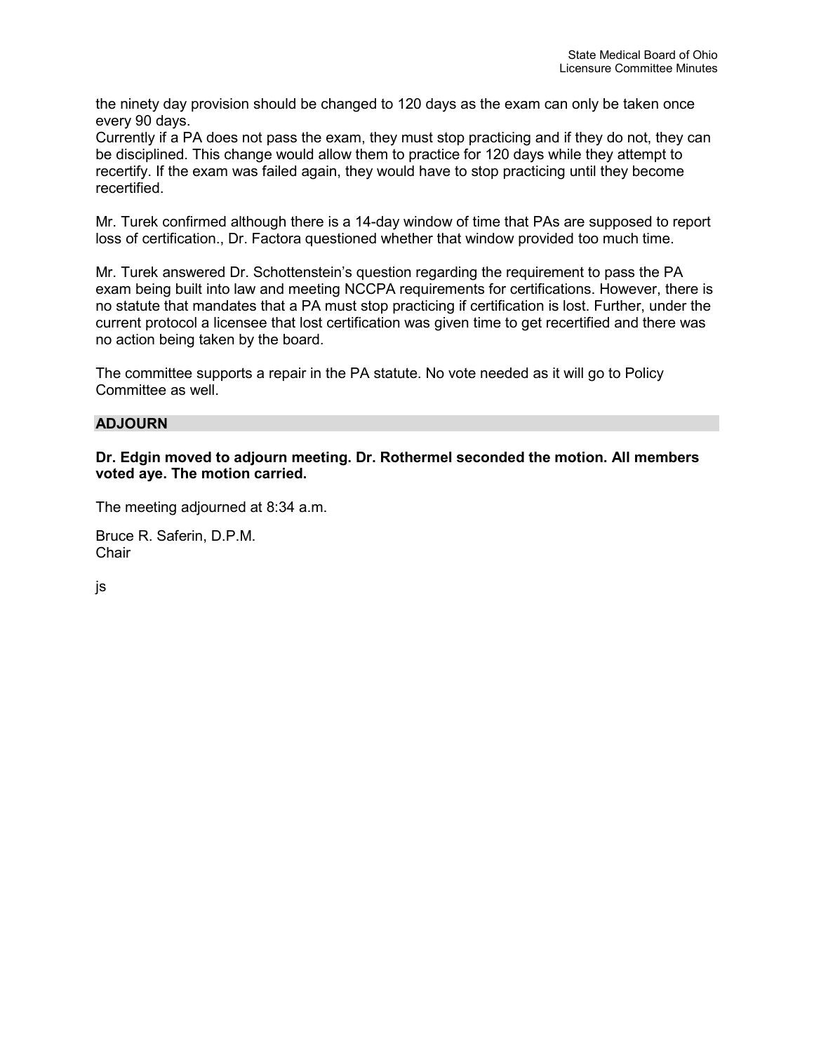the ninety day provision should be changed to 120 days as the exam can only be taken once every 90 days.
Currently if a PA does not pass the exam, they must stop practicing and if they do not, they can be disciplined. This change would allow them to practice for 120 days while they attempt to recertify. If the exam was failed again, they would have to stop practicing until they become recertified.

Mr. Turek confirmed although there is a 14-day window of time that PAs are supposed to report loss of certification., Dr. Factora questioned whether that window provided too much time.

Mr. Turek answered Dr. Schottenstein's question regarding the requirement to pass the PA exam being built into law and meeting NCCPA requirements for certifications. However, there is no statute that mandates that a PA must stop practicing if certification is lost. Further, under the current protocol a licensee that lost certification was given time to get recertified and there was no action being taken by the board.

The committee supports a repair in the PA statute. No vote needed as it will go to Policy Committee as well.

## ADJOURN

**Dr. Edgin moved to adjourn meeting. Dr. Rothermel seconded the motion. All members voted aye. The motion carried.**

The meeting adjourned at 8:34 a.m.

Bruce R. Saferin, D.P.M.
Chair

js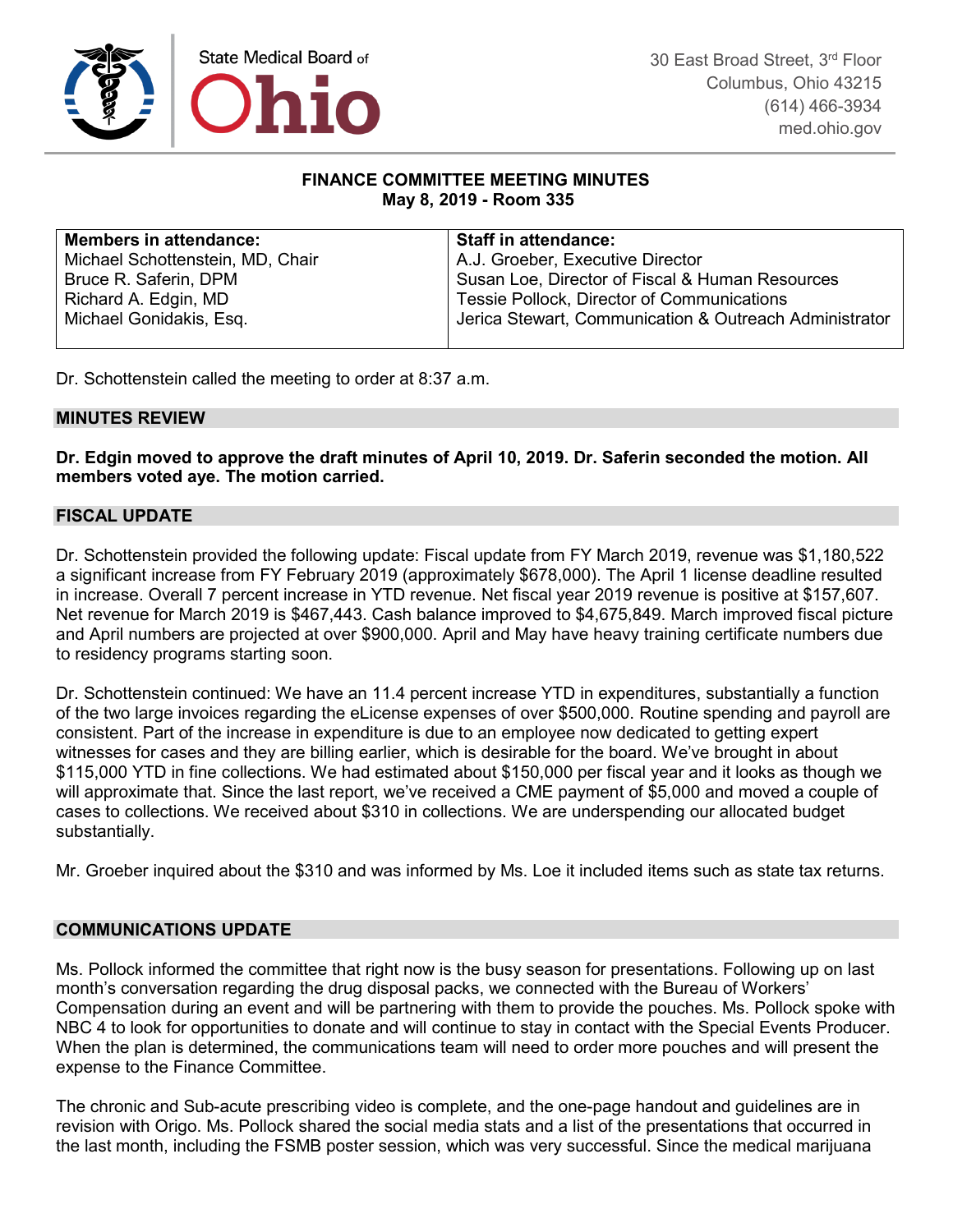State Medical Board of Ohio

30 East Broad Street, 3rd Floor
Columbus, Ohio 43215
(614) 466-3934
med.ohio.gov

**FINANCE COMMITTEE MEETING MINUTES**
**May 8, 2019 - Room 335**

| **Members in attendance:** | **Staff in attendance:** |
|---|---|
| Michael Schottenstein, MD, Chair | A.J. Groeber, Executive Director |
| Bruce R. Saferin, DPM | Susan Loe, Director of Fiscal & Human Resources |
| Richard A. Edgin, MD | Tessie Pollock, Director of Communications |
| Michael Gonidakis, Esq. | Jerica Stewart, Communication & Outreach Administrator |

Dr. Schottenstein called the meeting to order at 8:37 a.m.

## MINUTES REVIEW

**Dr. Edgin moved to approve the draft minutes of April 10, 2019. Dr. Saferin seconded the motion. All members voted aye. The motion carried.**

## FISCAL UPDATE

Dr. Schottenstein provided the following update: Fiscal update from FY March 2019, revenue was $1,180,522 a significant increase from FY February 2019 (approximately $678,000). The April 1 license deadline resulted in increase. Overall 7 percent increase in YTD revenue. Net fiscal year 2019 revenue is positive at $157,607. Net revenue for March 2019 is $467,443. Cash balance improved to $4,675,849. March improved fiscal picture and April numbers are projected at over $900,000. April and May have heavy training certificate numbers due to residency programs starting soon.

Dr. Schottenstein continued: We have an 11.4 percent increase YTD in expenditures, substantially a function of the two large invoices regarding the eLicense expenses of over $500,000. Routine spending and payroll are consistent. Part of the increase in expenditure is due to an employee now dedicated to getting expert witnesses for cases and they are billing earlier, which is desirable for the board. We've brought in about $115,000 YTD in fine collections. We had estimated about $150,000 per fiscal year and it looks as though we will approximate that. Since the last report, we've received a CME payment of $5,000 and moved a couple of cases to collections. We received about $310 in collections. We are underspending our allocated budget substantially.

Mr. Groeber inquired about the $310 and was informed by Ms. Loe it included items such as state tax returns.

## COMMUNICATIONS UPDATE

Ms. Pollock informed the committee that right now is the busy season for presentations. Following up on last month's conversation regarding the drug disposal packs, we connected with the Bureau of Workers' Compensation during an event and will be partnering with them to provide the pouches. Ms. Pollock spoke with NBC 4 to look for opportunities to donate and will continue to stay in contact with the Special Events Producer. When the plan is determined, the communications team will need to order more pouches and will present the expense to the Finance Committee.

The chronic and Sub-acute prescribing video is complete, and the one-page handout and guidelines are in revision with Origo. Ms. Pollock shared the social media stats and a list of the presentations that occurred in the last month, including the FSMB poster session, which was very successful. Since the medical marijuana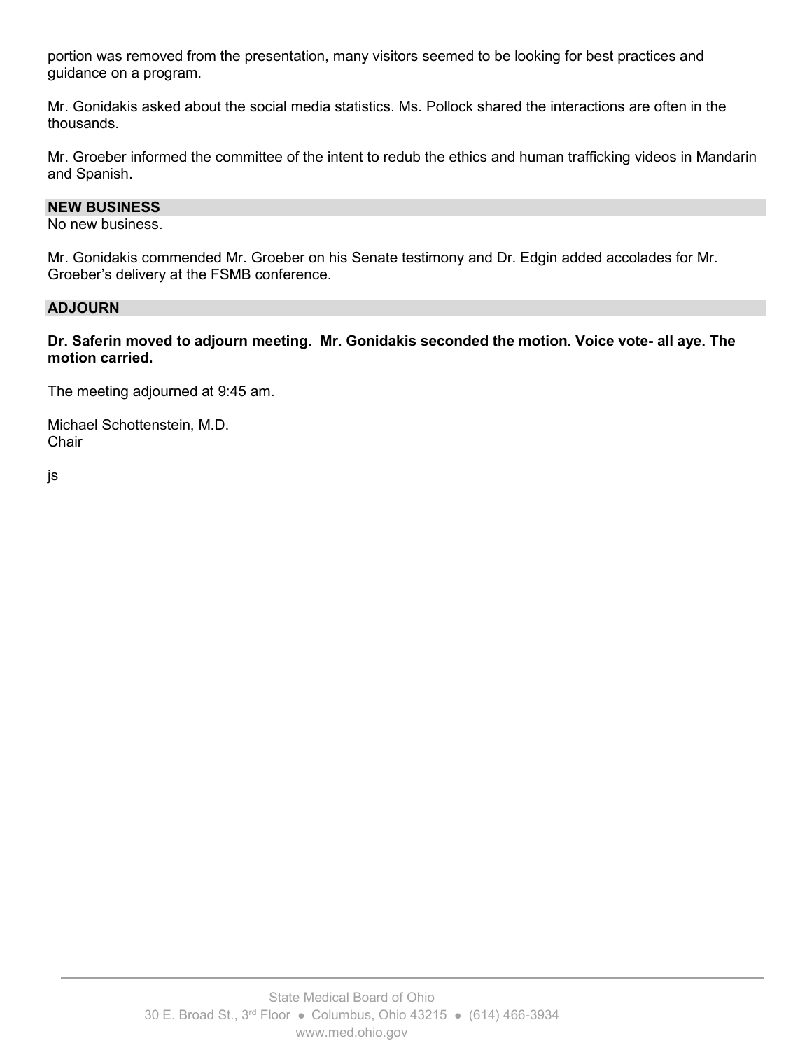portion was removed from the presentation, many visitors seemed to be looking for best practices and guidance on a program.

Mr. Gonidakis asked about the social media statistics. Ms. Pollock shared the interactions are often in the thousands.

Mr. Groeber informed the committee of the intent to redub the ethics and human trafficking videos in Mandarin and Spanish.

## NEW BUSINESS

No new business.

Mr. Gonidakis commended Mr. Groeber on his Senate testimony and Dr. Edgin added accolades for Mr. Groeber's delivery at the FSMB conference.

## ADJOURN

**Dr. Saferin moved to adjourn meeting. Mr. Gonidakis seconded the motion. Voice vote- all aye. The motion carried.**

The meeting adjourned at 9:45 am.

Michael Schottenstein, M.D.
Chair

js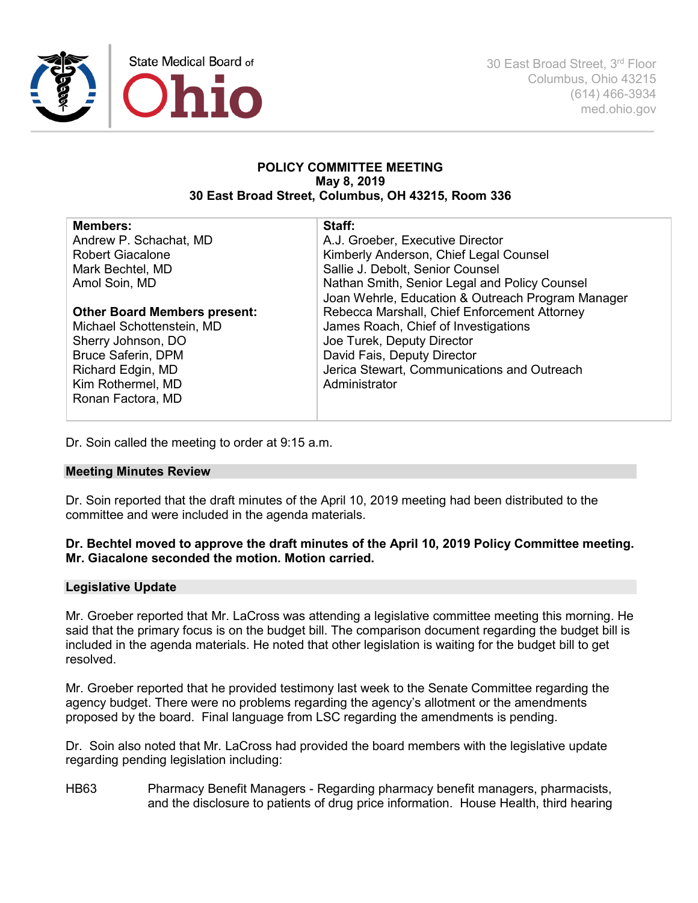# POLICY COMMITTEE MEETING
**May 8, 2019**
**30 East Broad Street, Columbus, OH 43215, Room 336**

| Members: | Staff: |
|---|---|
| Andrew P. Schachat, MD | A.J. Groeber, Executive Director |
| Robert Giacalone | Kimberly Anderson, Chief Legal Counsel |
| Mark Bechtel, MD | Sallie J. Debolt, Senior Counsel |
| Amol Soin, MD | Nathan Smith, Senior Legal and Policy Counsel |
| | Joan Wehrle, Education & Outreach Program Manager |
| **Other Board Members present:** | Rebecca Marshall, Chief Enforcement Attorney |
| Michael Schottenstein, MD | James Roach, Chief of Investigations |
| Sherry Johnson, DO | Joe Turek, Deputy Director |
| Bruce Saferin, DPM | David Fais, Deputy Director |
| Richard Edgin, MD | Jerica Stewart, Communications and Outreach Administrator |
| Kim Rothermel, MD | |
| Ronan Factora, MD | |

Dr. Soin called the meeting to order at 9:15 a.m.

## Meeting Minutes Review

Dr. Soin reported that the draft minutes of the April 10, 2019 meeting had been distributed to the committee and were included in the agenda materials.

**Dr. Bechtel moved to approve the draft minutes of the April 10, 2019 Policy Committee meeting. Mr. Giacalone seconded the motion. Motion carried.**

## Legislative Update

Mr. Groeber reported that Mr. LaCross was attending a legislative committee meeting this morning. He said that the primary focus is on the budget bill. The comparison document regarding the budget bill is included in the agenda materials. He noted that other legislation is waiting for the budget bill to get resolved.

Mr. Groeber reported that he provided testimony last week to the Senate Committee regarding the agency budget. There were no problems regarding the agency's allotment or the amendments proposed by the board. Final language from LSC regarding the amendments is pending.

Dr. Soin also noted that Mr. LaCross had provided the board members with the legislative update regarding pending legislation including:

HB63 Pharmacy Benefit Managers - Regarding pharmacy benefit managers, pharmacists, and the disclosure to patients of drug price information. House Health, third hearing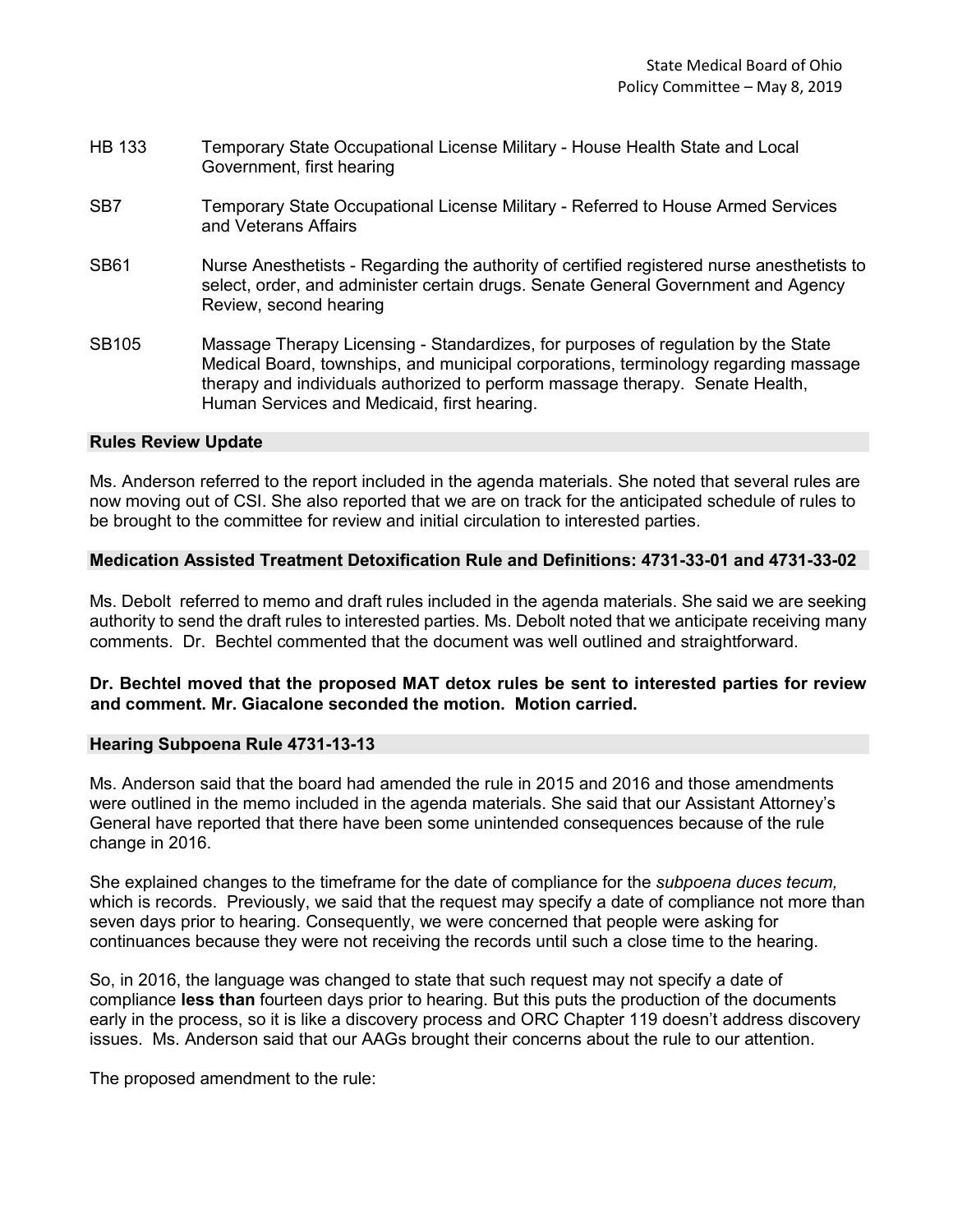HB 133 Temporary State Occupational License Military - House Health State and Local Government, first hearing

SB7 Temporary State Occupational License Military - Referred to House Armed Services and Veterans Affairs

SB61 Nurse Anesthetists - Regarding the authority of certified registered nurse anesthetists to select, order, and administer certain drugs. Senate General Government and Agency Review, second hearing

SB105 Massage Therapy Licensing - Standardizes, for purposes of regulation by the State Medical Board, townships, and municipal corporations, terminology regarding massage therapy and individuals authorized to perform massage therapy. Senate Health, Human Services and Medicaid, first hearing.

### Rules Review Update

Ms. Anderson referred to the report included in the agenda materials. She noted that several rules are now moving out of CSI. She also reported that we are on track for the anticipated schedule of rules to be brought to the committee for review and initial circulation to interested parties.

### Medication Assisted Treatment Detoxification Rule and Definitions: 4731-33-01 and 4731-33-02

Ms. Debolt referred to memo and draft rules included in the agenda materials. She said we are seeking authority to send the draft rules to interested parties. Ms. Debolt noted that we anticipate receiving many comments. Dr. Bechtel commented that the document was well outlined and straightforward.

**Dr. Bechtel moved that the proposed MAT detox rules be sent to interested parties for review and comment. Mr. Giacalone seconded the motion. Motion carried.**

### Hearing Subpoena Rule 4731-13-13

Ms. Anderson said that the board had amended the rule in 2015 and 2016 and those amendments were outlined in the memo included in the agenda materials. She said that our Assistant Attorney's General have reported that there have been some unintended consequences because of the rule change in 2016.

She explained changes to the timeframe for the date of compliance for the *subpoena duces tecum,* which is records. Previously, we said that the request may specify a date of compliance not more than seven days prior to hearing. Consequently, we were concerned that people were asking for continuances because they were not receiving the records until such a close time to the hearing.

So, in 2016, the language was changed to state that such request may not specify a date of compliance **less than** fourteen days prior to hearing. But this puts the production of the documents early in the process, so it is like a discovery process and ORC Chapter 119 doesn't address discovery issues. Ms. Anderson said that our AAGs brought their concerns about the rule to our attention.

The proposed amendment to the rule: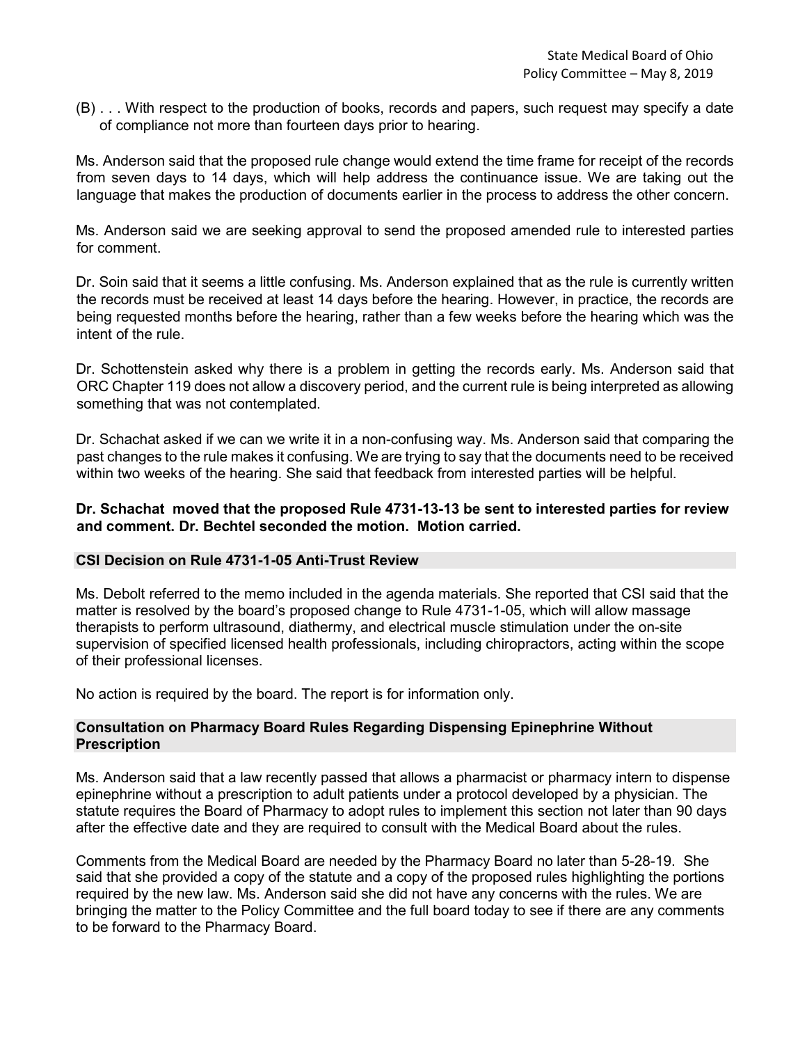(B) . . . With respect to the production of books, records and papers, such request may specify a date of compliance not more than fourteen days prior to hearing.

Ms. Anderson said that the proposed rule change would extend the time frame for receipt of the records from seven days to 14 days, which will help address the continuance issue. We are taking out the language that makes the production of documents earlier in the process to address the other concern.

Ms. Anderson said we are seeking approval to send the proposed amended rule to interested parties for comment.

Dr. Soin said that it seems a little confusing. Ms. Anderson explained that as the rule is currently written the records must be received at least 14 days before the hearing. However, in practice, the records are being requested months before the hearing, rather than a few weeks before the hearing which was the intent of the rule.

Dr. Schottenstein asked why there is a problem in getting the records early. Ms. Anderson said that ORC Chapter 119 does not allow a discovery period, and the current rule is being interpreted as allowing something that was not contemplated.

Dr. Schachat asked if we can we write it in a non-confusing way. Ms. Anderson said that comparing the past changes to the rule makes it confusing. We are trying to say that the documents need to be received within two weeks of the hearing. She said that feedback from interested parties will be helpful.

**Dr. Schachat moved that the proposed Rule 4731-13-13 be sent to interested parties for review and comment. Dr. Bechtel seconded the motion. Motion carried.**

## CSI Decision on Rule 4731-1-05 Anti-Trust Review

Ms. Debolt referred to the memo included in the agenda materials. She reported that CSI said that the matter is resolved by the board's proposed change to Rule 4731-1-05, which will allow massage therapists to perform ultrasound, diathermy, and electrical muscle stimulation under the on-site supervision of specified licensed health professionals, including chiropractors, acting within the scope of their professional licenses.

No action is required by the board. The report is for information only.

## Consultation on Pharmacy Board Rules Regarding Dispensing Epinephrine Without Prescription

Ms. Anderson said that a law recently passed that allows a pharmacist or pharmacy intern to dispense epinephrine without a prescription to adult patients under a protocol developed by a physician. The statute requires the Board of Pharmacy to adopt rules to implement this section not later than 90 days after the effective date and they are required to consult with the Medical Board about the rules.

Comments from the Medical Board are needed by the Pharmacy Board no later than 5-28-19. She said that she provided a copy of the statute and a copy of the proposed rules highlighting the portions required by the new law. Ms. Anderson said she did not have any concerns with the rules. We are bringing the matter to the Policy Committee and the full board today to see if there are any comments to be forward to the Pharmacy Board.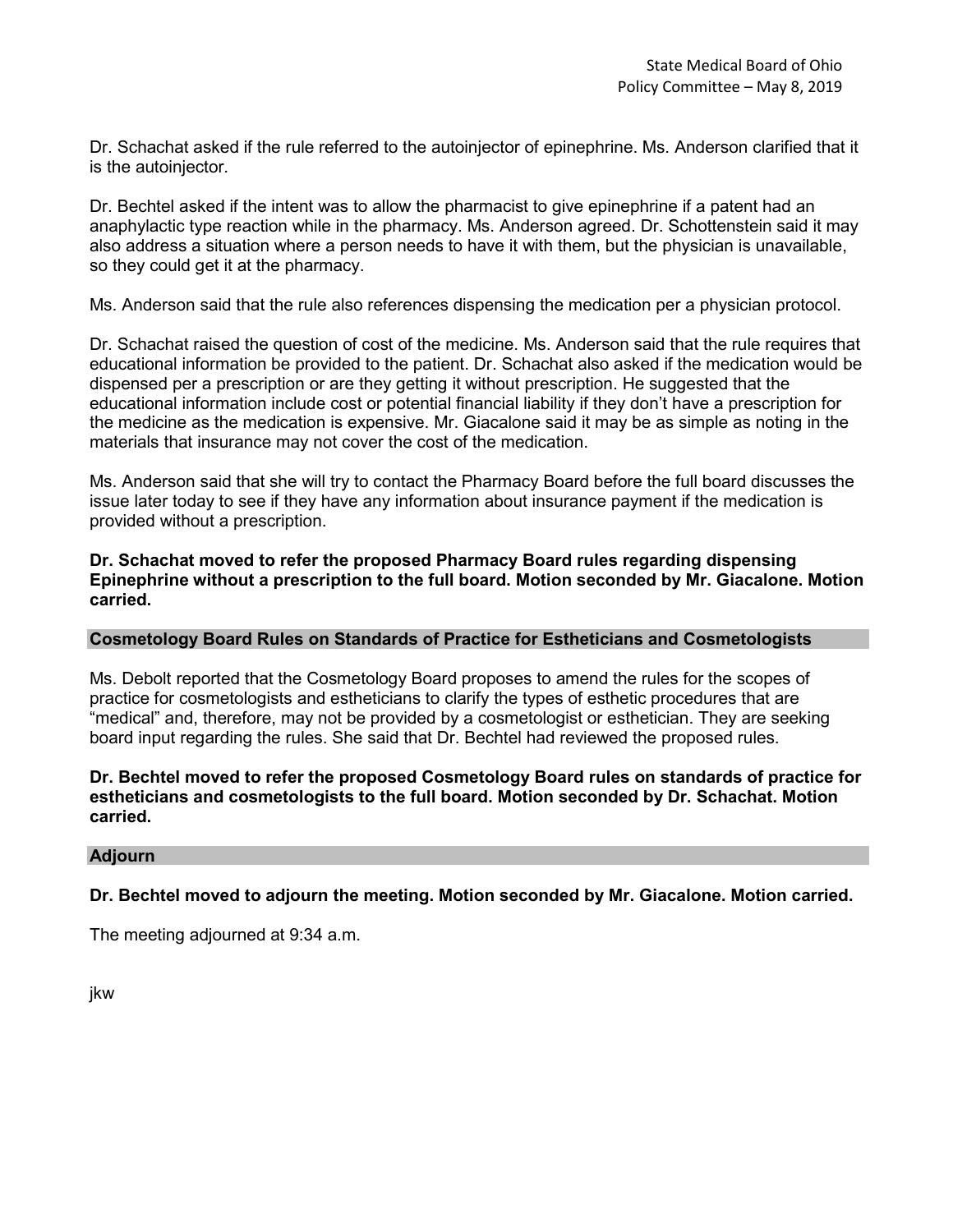Dr. Schachat asked if the rule referred to the autoinjector of epinephrine. Ms. Anderson clarified that it is the autoinjector.

Dr. Bechtel asked if the intent was to allow the pharmacist to give epinephrine if a patent had an anaphylactic type reaction while in the pharmacy. Ms. Anderson agreed. Dr. Schottenstein said it may also address a situation where a person needs to have it with them, but the physician is unavailable, so they could get it at the pharmacy.

Ms. Anderson said that the rule also references dispensing the medication per a physician protocol.

Dr. Schachat raised the question of cost of the medicine. Ms. Anderson said that the rule requires that educational information be provided to the patient. Dr. Schachat also asked if the medication would be dispensed per a prescription or are they getting it without prescription. He suggested that the educational information include cost or potential financial liability if they don't have a prescription for the medicine as the medication is expensive. Mr. Giacalone said it may be as simple as noting in the materials that insurance may not cover the cost of the medication.

Ms. Anderson said that she will try to contact the Pharmacy Board before the full board discusses the issue later today to see if they have any information about insurance payment if the medication is provided without a prescription.

**Dr. Schachat moved to refer the proposed Pharmacy Board rules regarding dispensing Epinephrine without a prescription to the full board. Motion seconded by Mr. Giacalone. Motion carried.**

## Cosmetology Board Rules on Standards of Practice for Estheticians and Cosmetologists

Ms. Debolt reported that the Cosmetology Board proposes to amend the rules for the scopes of practice for cosmetologists and estheticians to clarify the types of esthetic procedures that are "medical" and, therefore, may not be provided by a cosmetologist or esthetician. They are seeking board input regarding the rules. She said that Dr. Bechtel had reviewed the proposed rules.

**Dr. Bechtel moved to refer the proposed Cosmetology Board rules on standards of practice for estheticians and cosmetologists to the full board. Motion seconded by Dr. Schachat. Motion carried.**

## Adjourn

**Dr. Bechtel moved to adjourn the meeting. Motion seconded by Mr. Giacalone. Motion carried.**

The meeting adjourned at 9:34 a.m.

jkw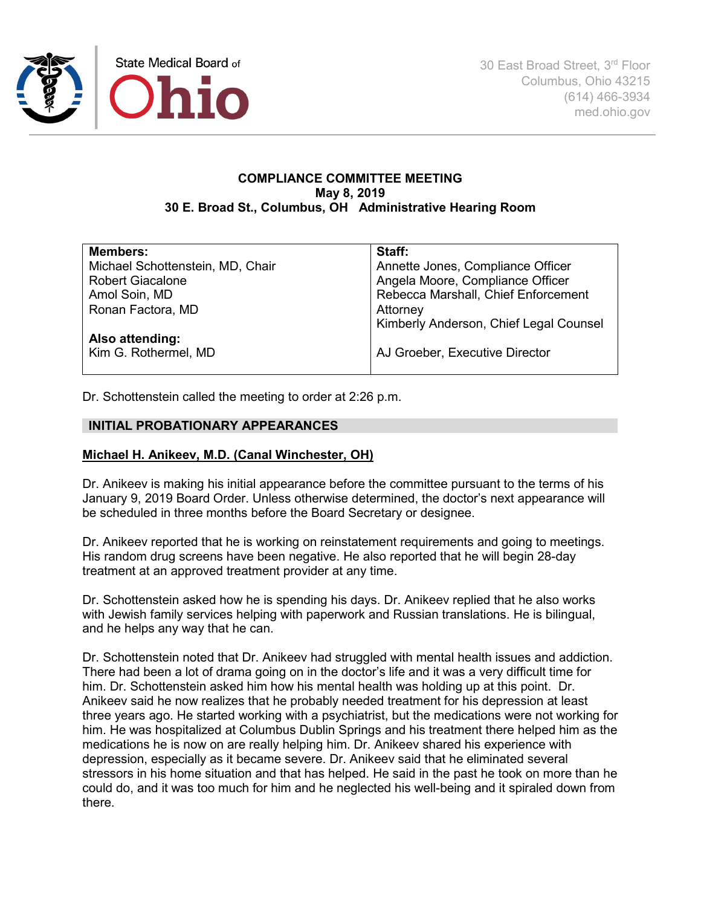# COMPLIANCE COMMITTEE MEETING
**May 8, 2019**
**30 E. Broad St., Columbus, OH Administrative Hearing Room**

| **Members:** | **Staff:** |
|---|---|
| Michael Schottenstein, MD, Chair | Annette Jones, Compliance Officer |
| Robert Giacalone | Angela Moore, Compliance Officer |
| Amol Soin, MD | Rebecca Marshall, Chief Enforcement Attorney |
| Ronan Factora, MD | Kimberly Anderson, Chief Legal Counsel |
| **Also attending:** | |
| Kim G. Rothermel, MD | AJ Groeber, Executive Director |

Dr. Schottenstein called the meeting to order at 2:26 p.m.

## INITIAL PROBATIONARY APPEARANCES

### Michael H. Anikeev, M.D. (Canal Winchester, OH)

Dr. Anikeev is making his initial appearance before the committee pursuant to the terms of his January 9, 2019 Board Order. Unless otherwise determined, the doctor's next appearance will be scheduled in three months before the Board Secretary or designee.

Dr. Anikeev reported that he is working on reinstatement requirements and going to meetings. His random drug screens have been negative. He also reported that he will begin 28-day treatment at an approved treatment provider at any time.

Dr. Schottenstein asked how he is spending his days. Dr. Anikeev replied that he also works with Jewish family services helping with paperwork and Russian translations. He is bilingual, and he helps any way that he can.

Dr. Schottenstein noted that Dr. Anikeev had struggled with mental health issues and addiction. There had been a lot of drama going on in the doctor's life and it was a very difficult time for him. Dr. Schottenstein asked him how his mental health was holding up at this point. Dr. Anikeev said he now realizes that he probably needed treatment for his depression at least three years ago. He started working with a psychiatrist, but the medications were not working for him. He was hospitalized at Columbus Dublin Springs and his treatment there helped him as the medications he is now on are really helping him. Dr. Anikeev shared his experience with depression, especially as it became severe. Dr. Anikeev said that he eliminated several stressors in his home situation and that has helped. He said in the past he took on more than he could do, and it was too much for him and he neglected his well-being and it spiraled down from there.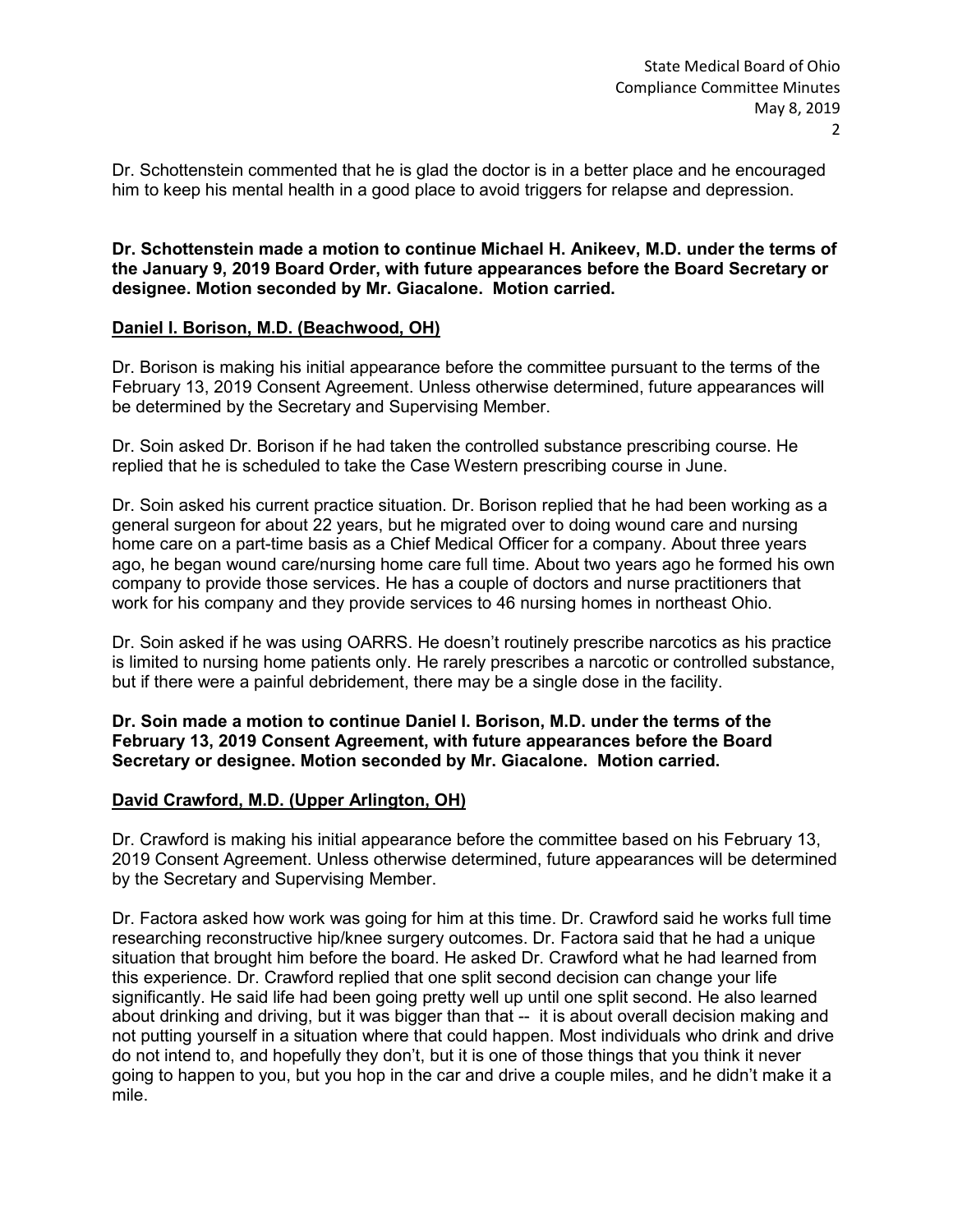Dr. Schottenstein commented that he is glad the doctor is in a better place and he encouraged him to keep his mental health in a good place to avoid triggers for relapse and depression.

**Dr. Schottenstein made a motion to continue Michael H. Anikeev, M.D. under the terms of the January 9, 2019 Board Order, with future appearances before the Board Secretary or designee. Motion seconded by Mr. Giacalone. Motion carried.**

**<u>Daniel I. Borison, M.D. (Beachwood, OH)</u>**

Dr. Borison is making his initial appearance before the committee pursuant to the terms of the February 13, 2019 Consent Agreement. Unless otherwise determined, future appearances will be determined by the Secretary and Supervising Member.

Dr. Soin asked Dr. Borison if he had taken the controlled substance prescribing course. He replied that he is scheduled to take the Case Western prescribing course in June.

Dr. Soin asked his current practice situation. Dr. Borison replied that he had been working as a general surgeon for about 22 years, but he migrated over to doing wound care and nursing home care on a part-time basis as a Chief Medical Officer for a company. About three years ago, he began wound care/nursing home care full time. About two years ago he formed his own company to provide those services. He has a couple of doctors and nurse practitioners that work for his company and they provide services to 46 nursing homes in northeast Ohio.

Dr. Soin asked if he was using OARRS. He doesn't routinely prescribe narcotics as his practice is limited to nursing home patients only. He rarely prescribes a narcotic or controlled substance, but if there were a painful debridement, there may be a single dose in the facility.

**Dr. Soin made a motion to continue Daniel I. Borison, M.D. under the terms of the February 13, 2019 Consent Agreement, with future appearances before the Board Secretary or designee. Motion seconded by Mr. Giacalone. Motion carried.**

**<u>David Crawford, M.D. (Upper Arlington, OH)</u>**

Dr. Crawford is making his initial appearance before the committee based on his February 13, 2019 Consent Agreement. Unless otherwise determined, future appearances will be determined by the Secretary and Supervising Member.

Dr. Factora asked how work was going for him at this time. Dr. Crawford said he works full time researching reconstructive hip/knee surgery outcomes. Dr. Factora said that he had a unique situation that brought him before the board. He asked Dr. Crawford what he had learned from this experience. Dr. Crawford replied that one split second decision can change your life significantly. He said life had been going pretty well up until one split second. He also learned about drinking and driving, but it was bigger than that -- it is about overall decision making and not putting yourself in a situation where that could happen. Most individuals who drink and drive do not intend to, and hopefully they don't, but it is one of those things that you think it never going to happen to you, but you hop in the car and drive a couple miles, and he didn't make it a mile.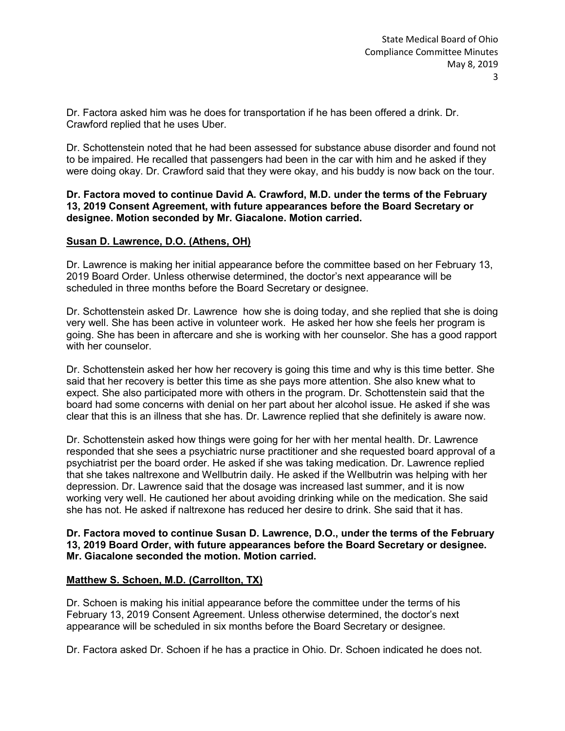Dr. Factora asked him was he does for transportation if he has been offered a drink. Dr. Crawford replied that he uses Uber.

Dr. Schottenstein noted that he had been assessed for substance abuse disorder and found not to be impaired. He recalled that passengers had been in the car with him and he asked if they were doing okay. Dr. Crawford said that they were okay, and his buddy is now back on the tour.

**Dr. Factora moved to continue David A. Crawford, M.D. under the terms of the February 13, 2019 Consent Agreement, with future appearances before the Board Secretary or designee. Motion seconded by Mr. Giacalone. Motion carried.**

**<u>Susan D. Lawrence, D.O. (Athens, OH)</u>**

Dr. Lawrence is making her initial appearance before the committee based on her February 13, 2019 Board Order. Unless otherwise determined, the doctor's next appearance will be scheduled in three months before the Board Secretary or designee.

Dr. Schottenstein asked Dr. Lawrence how she is doing today, and she replied that she is doing very well. She has been active in volunteer work. He asked her how she feels her program is going. She has been in aftercare and she is working with her counselor. She has a good rapport with her counselor.

Dr. Schottenstein asked her how her recovery is going this time and why is this time better. She said that her recovery is better this time as she pays more attention. She also knew what to expect. She also participated more with others in the program. Dr. Schottenstein said that the board had some concerns with denial on her part about her alcohol issue. He asked if she was clear that this is an illness that she has. Dr. Lawrence replied that she definitely is aware now.

Dr. Schottenstein asked how things were going for her with her mental health. Dr. Lawrence responded that she sees a psychiatric nurse practitioner and she requested board approval of a psychiatrist per the board order. He asked if she was taking medication. Dr. Lawrence replied that she takes naltrexone and Wellbutrin daily. He asked if the Wellbutrin was helping with her depression. Dr. Lawrence said that the dosage was increased last summer, and it is now working very well. He cautioned her about avoiding drinking while on the medication. She said she has not. He asked if naltrexone has reduced her desire to drink. She said that it has.

**Dr. Factora moved to continue Susan D. Lawrence, D.O., under the terms of the February 13, 2019 Board Order, with future appearances before the Board Secretary or designee. Mr. Giacalone seconded the motion. Motion carried.**

**<u>Matthew S. Schoen, M.D. (Carrollton, TX)</u>**

Dr. Schoen is making his initial appearance before the committee under the terms of his February 13, 2019 Consent Agreement. Unless otherwise determined, the doctor's next appearance will be scheduled in six months before the Board Secretary or designee.

Dr. Factora asked Dr. Schoen if he has a practice in Ohio. Dr. Schoen indicated he does not.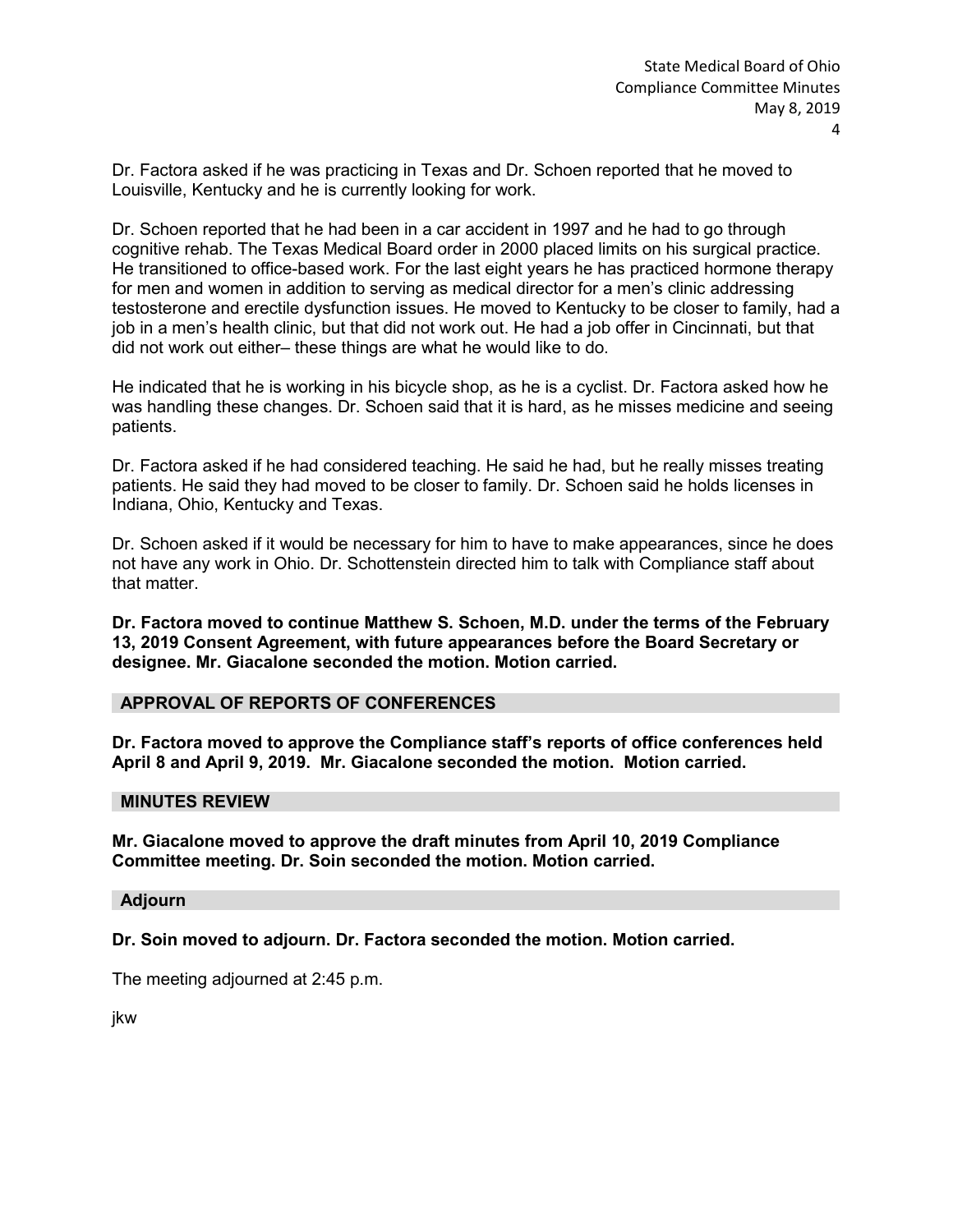Dr. Factora asked if he was practicing in Texas and Dr. Schoen reported that he moved to Louisville, Kentucky and he is currently looking for work.

Dr. Schoen reported that he had been in a car accident in 1997 and he had to go through cognitive rehab. The Texas Medical Board order in 2000 placed limits on his surgical practice. He transitioned to office-based work. For the last eight years he has practiced hormone therapy for men and women in addition to serving as medical director for a men's clinic addressing testosterone and erectile dysfunction issues. He moved to Kentucky to be closer to family, had a job in a men's health clinic, but that did not work out. He had a job offer in Cincinnati, but that did not work out either– these things are what he would like to do.

He indicated that he is working in his bicycle shop, as he is a cyclist. Dr. Factora asked how he was handling these changes. Dr. Schoen said that it is hard, as he misses medicine and seeing patients.

Dr. Factora asked if he had considered teaching. He said he had, but he really misses treating patients. He said they had moved to be closer to family. Dr. Schoen said he holds licenses in Indiana, Ohio, Kentucky and Texas.

Dr. Schoen asked if it would be necessary for him to have to make appearances, since he does not have any work in Ohio. Dr. Schottenstein directed him to talk with Compliance staff about that matter.

**Dr. Factora moved to continue Matthew S. Schoen, M.D. under the terms of the February 13, 2019 Consent Agreement, with future appearances before the Board Secretary or designee. Mr. Giacalone seconded the motion. Motion carried.**

## APPROVAL OF REPORTS OF CONFERENCES

**Dr. Factora moved to approve the Compliance staff's reports of office conferences held April 8 and April 9, 2019. Mr. Giacalone seconded the motion. Motion carried.**

## MINUTES REVIEW

**Mr. Giacalone moved to approve the draft minutes from April 10, 2019 Compliance Committee meeting. Dr. Soin seconded the motion. Motion carried.**

## Adjourn

**Dr. Soin moved to adjourn. Dr. Factora seconded the motion. Motion carried.**

The meeting adjourned at 2:45 p.m.

jkw